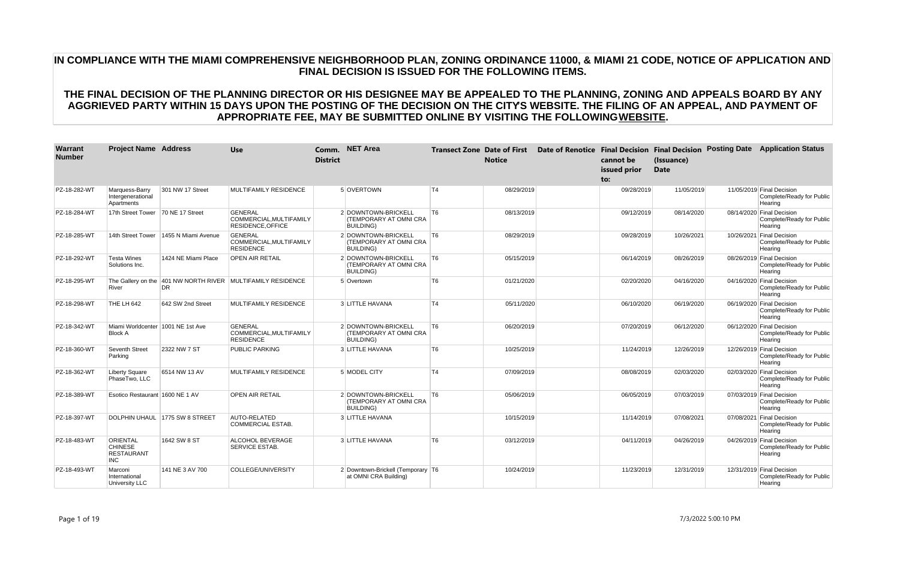# IN COMPLIANCE WITH THE MIAMI COMPREHENSIVE NEIGHBORHOOD PLAN, ZONING ORDINANCE 11000, & MIAMI 21 CODE, NOTICE OF APPLICATION AND FINAL DECISION IS ISSUED FOR THE FOLLOWING ITEMS.

## THE FINAL DECISION OF THE PLANNING DIRECTOR OR HIS DESIGNEE MAY BE APPEALED TO THE PLANNING, ZONING AND APPEALS BOARD BY ANY AGGRIEVED PARTY WITHIN 15 DAYS UPON THE POSTING OF THE DECISION ON THE CITY'S WEBSITE. THE FILING OF AN APPEAL, AND PAYMENT OF APPROPRIATE FEE, MAY BE SUBMITTED ONLINE BY VISITING THE FOLLOWING WEBSITE.

| Warrant Number | Project Name | Address | Use | Comm. District | NET Area | Transect Zone | Date of First Notice | Date of Renotice | Final Decision cannot be issued prior to: | Final Decision (Issuance) Date | Posting Date | Application Status |
|---|---|---|---|---|---|---|---|---|---|---|---|---|
| PZ-18-282-WT | Marquess-Barry Intergenerational Apartments | 301 NW 17 Street | MULTIFAMILY RESIDENCE | 5 | OVERTOWN | T4 | 08/29/2019 | | 09/28/2019 | 11/05/2019 | 11/05/2019 | Final Decision Complete/Ready for Public Hearing |
| PZ-18-284-WT | 17th Street Tower | 70 NE 17 Street | GENERAL COMMERCIAL,MULTIFAMILY RESIDENCE,OFFICE | 2 | DOWNTOWN-BRICKELL (TEMPORARY AT OMNI CRA BUILDING) | T6 | 08/13/2019 | | 09/12/2019 | 08/14/2020 | 08/14/2020 | Final Decision Complete/Ready for Public Hearing |
| PZ-18-285-WT | 14th Street Tower | 1455 N Miami Avenue | GENERAL COMMERCIAL,MULTIFAMILY RESIDENCE | 2 | DOWNTOWN-BRICKELL (TEMPORARY AT OMNI CRA BUILDING) | T6 | 08/29/2019 | | 09/28/2019 | 10/26/2021 | 10/26/2021 | Final Decision Complete/Ready for Public Hearing |
| PZ-18-292-WT | Testa Wines Solutions Inc. | 1424 NE Miami Place | OPEN AIR RETAIL | 2 | DOWNTOWN-BRICKELL (TEMPORARY AT OMNI CRA BUILDING) | T6 | 05/15/2019 | | 06/14/2019 | 08/26/2019 | 08/26/2019 | Final Decision Complete/Ready for Public Hearing |
| PZ-18-295-WT | The Gallery on the River | 401 NW NORTH RIVER DR | MULTIFAMILY RESIDENCE | 5 | Overtown | T6 | 01/21/2020 | | 02/20/2020 | 04/16/2020 | 04/16/2020 | Final Decision Complete/Ready for Public Hearing |
| PZ-18-298-WT | THE LH 642 | 642 SW 2nd Street | MULTIFAMILY RESIDENCE | 3 | LITTLE HAVANA | T4 | 05/11/2020 | | 06/10/2020 | 06/19/2020 | 06/19/2020 | Final Decision Complete/Ready for Public Hearing |
| PZ-18-342-WT | Miami Worldcenter Block A | 1001 NE 1st Ave | GENERAL COMMERCIAL,MULTIFAMILY RESIDENCE | 2 | DOWNTOWN-BRICKELL (TEMPORARY AT OMNI CRA BUILDING) | T6 | 06/20/2019 | | 07/20/2019 | 06/12/2020 | 06/12/2020 | Final Decision Complete/Ready for Public Hearing |
| PZ-18-360-WT | Seventh Street Parking | 2322 NW 7 ST | PUBLIC PARKING | 3 | LITTLE HAVANA | T6 | 10/25/2019 | | 11/24/2019 | 12/26/2019 | 12/26/2019 | Final Decision Complete/Ready for Public Hearing |
| PZ-18-362-WT | Liberty Square PhaseTwo, LLC | 6514 NW 13 AV | MULTIFAMILY RESIDENCE | 5 | MODEL CITY | T4 | 07/09/2019 | | 08/08/2019 | 02/03/2020 | 02/03/2020 | Final Decision Complete/Ready for Public Hearing |
| PZ-18-389-WT | Esotico Restaurant | 1600 NE 1 AV | OPEN AIR RETAIL | 2 | DOWNTOWN-BRICKELL (TEMPORARY AT OMNI CRA BUILDING) | T6 | 05/06/2019 | | 06/05/2019 | 07/03/2019 | 07/03/2019 | Final Decision Complete/Ready for Public Hearing |
| PZ-18-397-WT | DOLPHIN UHAUL | 1775 SW 8 STREET | AUTO-RELATED COMMERCIAL ESTAB. | 3 | LITTLE HAVANA | | 10/15/2019 | | 11/14/2019 | 07/08/2021 | 07/08/2021 | Final Decision Complete/Ready for Public Hearing |
| PZ-18-483-WT | ORIENTAL CHINESE RESTAURANT INC | 1642 SW 8 ST | ALCOHOL BEVERAGE SERVICE ESTAB. | 3 | LITTLE HAVANA | T6 | 03/12/2019 | | 04/11/2019 | 04/26/2019 | 04/26/2019 | Final Decision Complete/Ready for Public Hearing |
| PZ-18-493-WT | Marconi International University LLC | 141 NE 3 AV 700 | COLLEGE/UNIVERSITY | 2 | Downtown-Brickell (Temporary at OMNI CRA Building) | T6 | 10/24/2019 | | 11/23/2019 | 12/31/2019 | 12/31/2019 | Final Decision Complete/Ready for Public Hearing |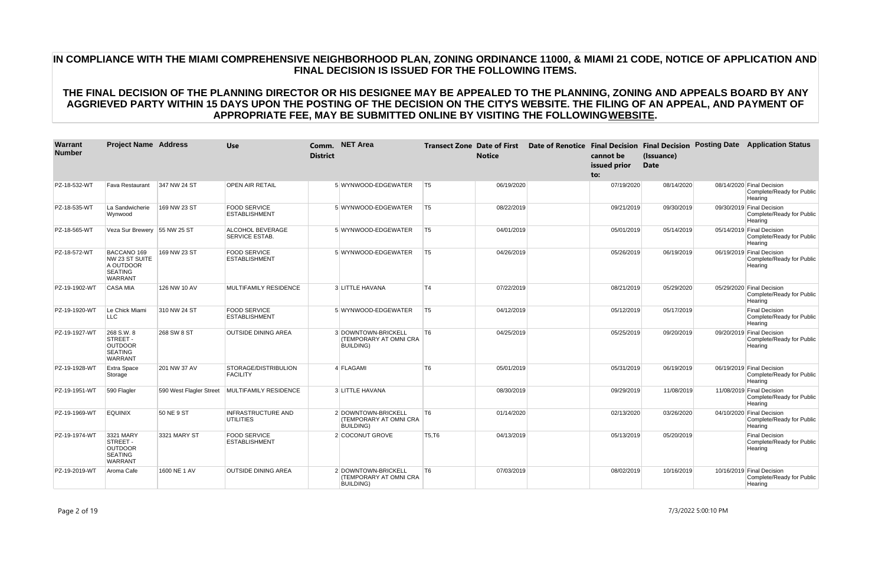**IN COMPLIANCE WITH THE MIAMI COMPREHENSIVE NEIGHBORHOOD PLAN, ZONING ORDINANCE 11000, & MIAMI 21 CODE, NOTICE OF APPLICATION AND FINAL DECISION IS ISSUED FOR THE FOLLOWING ITEMS.**

**THE FINAL DECISION OF THE PLANNING DIRECTOR OR HIS DESIGNEE MAY BE APPEALED TO THE PLANNING, ZONING AND APPEALS BOARD BY ANY AGGRIEVED PARTY WITHIN 15 DAYS UPON THE POSTING OF THE DECISION ON THE CITY'S WEBSITE. THE FILING OF AN APPEAL, AND PAYMENT OF APPROPRIATE FEE, MAY BE SUBMITTED ONLINE BY VISITING THE FOLLOWING WEBSITE.**

| Warrant Number | Project Name | Address | Use | Comm. District | NET Area | Transect Zone | Date of First Notice | Date of Renotice | Final Decision cannot be issued prior to: | Final Decision (Issuance) Date | Posting Date | Application Status |
|---|---|---|---|---|---|---|---|---|---|---|---|---|
| PZ-18-532-WT | Fava Restaurant | 347 NW 24 ST | OPEN AIR RETAIL | 5 | WYNWOOD-EDGEWATER | T5 | 06/19/2020 | | 07/19/2020 | 08/14/2020 | 08/14/2020 | Final Decision Complete/Ready for Public Hearing |
| PZ-18-535-WT | La Sandwicherie Wynwood | 169 NW 23 ST | FOOD SERVICE ESTABLISHMENT | 5 | WYNWOOD-EDGEWATER | T5 | 08/22/2019 | | 09/21/2019 | 09/30/2019 | 09/30/2019 | Final Decision Complete/Ready for Public Hearing |
| PZ-18-565-WT | Veza Sur Brewery | 55 NW 25 ST | ALCOHOL BEVERAGE SERVICE ESTAB. | 5 | WYNWOOD-EDGEWATER | T5 | 04/01/2019 | | 05/01/2019 | 05/14/2019 | 05/14/2019 | Final Decision Complete/Ready for Public Hearing |
| PZ-18-572-WT | BACCANO 169 NW 23 ST SUITE A OUTDOOR SEATING WARRANT | 169 NW 23 ST | FOOD SERVICE ESTABLISHMENT | 5 | WYNWOOD-EDGEWATER | T5 | 04/26/2019 | | 05/26/2019 | 06/19/2019 | 06/19/2019 | Final Decision Complete/Ready for Public Hearing |
| PZ-19-1902-WT | CASA MIA | 126 NW 10 AV | MULTIFAMILY RESIDENCE | 3 | LITTLE HAVANA | T4 | 07/22/2019 | | 08/21/2019 | 05/29/2020 | 05/29/2020 | Final Decision Complete/Ready for Public Hearing |
| PZ-19-1920-WT | Le Chick Miami LLC | 310 NW 24 ST | FOOD SERVICE ESTABLISHMENT | 5 | WYNWOOD-EDGEWATER | T5 | 04/12/2019 | | 05/12/2019 | 05/17/2019 | | Final Decision Complete/Ready for Public Hearing |
| PZ-19-1927-WT | 268 S.W. 8 STREET - OUTDOOR SEATING WARRANT | 268 SW 8 ST | OUTSIDE DINING AREA | 3 | DOWNTOWN-BRICKELL (TEMPORARY AT OMNI CRA BUILDING) | T6 | 04/25/2019 | | 05/25/2019 | 09/20/2019 | 09/20/2019 | Final Decision Complete/Ready for Public Hearing |
| PZ-19-1928-WT | Extra Space Storage | 201 NW 37 AV | STORAGE/DISTRIBULION FACILITY | 4 | FLAGAMI | T6 | 05/01/2019 | | 05/31/2019 | 06/19/2019 | 06/19/2019 | Final Decision Complete/Ready for Public Hearing |
| PZ-19-1951-WT | 590 Flagler | 590 West Flagler Street | MULTIFAMILY RESIDENCE | 3 | LITTLE HAVANA | | 08/30/2019 | | 09/29/2019 | 11/08/2019 | 11/08/2019 | Final Decision Complete/Ready for Public Hearing |
| PZ-19-1969-WT | EQUINIX | 50 NE 9 ST | INFRASTRUCTURE AND UTILITIES | 2 | DOWNTOWN-BRICKELL (TEMPORARY AT OMNI CRA BUILDING) | T6 | 01/14/2020 | | 02/13/2020 | 03/26/2020 | 04/10/2020 | Final Decision Complete/Ready for Public Hearing |
| PZ-19-1974-WT | 3321 MARY STREET - OUTDOOR SEATING WARRANT | 3321 MARY ST | FOOD SERVICE ESTABLISHMENT | 2 | COCONUT GROVE | T5,T6 | 04/13/2019 | | 05/13/2019 | 05/20/2019 | | Final Decision Complete/Ready for Public Hearing |
| PZ-19-2019-WT | Aroma Cafe | 1600 NE 1 AV | OUTSIDE DINING AREA | 2 | DOWNTOWN-BRICKELL (TEMPORARY AT OMNI CRA BUILDING) | T6 | 07/03/2019 | | 08/02/2019 | 10/16/2019 | 10/16/2019 | Final Decision Complete/Ready for Public Hearing |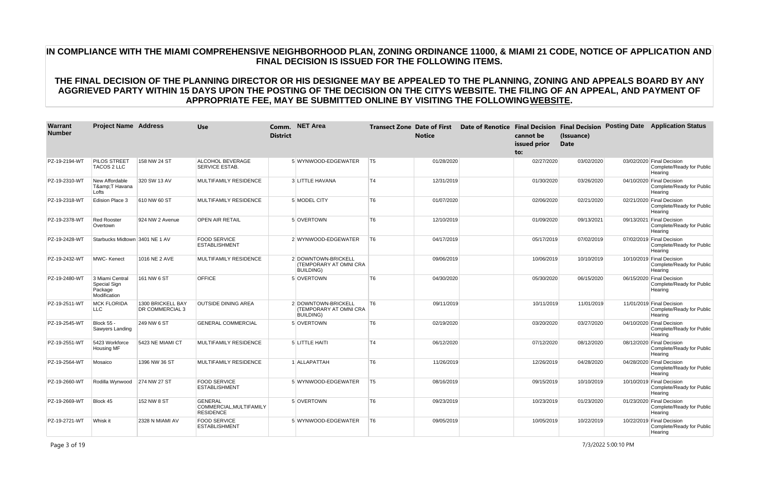# IN COMPLIANCE WITH THE MIAMI COMPREHENSIVE NEIGHBORHOOD PLAN, ZONING ORDINANCE 11000, & MIAMI 21 CODE, NOTICE OF APPLICATION AND FINAL DECISION IS ISSUED FOR THE FOLLOWING ITEMS.

## THE FINAL DECISION OF THE PLANNING DIRECTOR OR HIS DESIGNEE MAY BE APPEALED TO THE PLANNING, ZONING AND APPEALS BOARD BY ANY AGGRIEVED PARTY WITHIN 15 DAYS UPON THE POSTING OF THE DECISION ON THE CITY'S WEBSITE. THE FILING OF AN APPEAL, AND PAYMENT OF APPROPRIATE FEE, MAY BE SUBMITTED ONLINE BY VISITING THE FOLLOWING WEBSITE.

| Warrant Number | Project Name | Address | Use | Comm. District | NET Area | Transect Zone | Date of First Notice | Date of Renotice | Final Decision cannot be issued prior to: | Final Decision (Issuance) Date | Posting Date | Application Status |
|---|---|---|---|---|---|---|---|---|---|---|---|---|
| PZ-19-2194-WT | PILOS STREET TACOS 2 LLC | 158 NW 24 ST | ALCOHOL BEVERAGE SERVICE ESTAB. | 5 | WYNWOOD-EDGEWATER | T5 | 01/28/2020 | | 02/27/2020 | 03/02/2020 | 03/02/2020 | Final Decision Complete/Ready for Public Hearing |
| PZ-19-2310-WT | New Affordable T&amp;T Havana Lofts | 320 SW 13 AV | MULTIFAMILY RESIDENCE | 3 | LITTLE HAVANA | T4 | 12/31/2019 | | 01/30/2020 | 03/26/2020 | 04/10/2020 | Final Decision Complete/Ready for Public Hearing |
| PZ-19-2318-WT | Edision Place 3 | 610 NW 60 ST | MULTIFAMILY RESIDENCE | 5 | MODEL CITY | T6 | 01/07/2020 | | 02/06/2020 | 02/21/2020 | 02/21/2020 | Final Decision Complete/Ready for Public Hearing |
| PZ-19-2378-WT | Red Rooster Overtown | 924 NW 2 Avenue | OPEN AIR RETAIL | 5 | OVERTOWN | T6 | 12/10/2019 | | 01/09/2020 | 09/13/2021 | 09/13/2021 | Final Decision Complete/Ready for Public Hearing |
| PZ-19-2428-WT | Starbucks Midtown | 3401 NE 1 AV | FOOD SERVICE ESTABLISHMENT | 2 | WYNWOOD-EDGEWATER | T6 | 04/17/2019 | | 05/17/2019 | 07/02/2019 | 07/02/2019 | Final Decision Complete/Ready for Public Hearing |
| PZ-19-2432-WT | MWC- Kenect | 1016 NE 2 AVE | MULTIFAMILY RESIDENCE | 2 | DOWNTOWN-BRICKELL (TEMPORARY AT OMNI CRA BUILDING) | | 09/06/2019 | | 10/06/2019 | 10/10/2019 | 10/10/2019 | Final Decision Complete/Ready for Public Hearing |
| PZ-19-2480-WT | 3 Miami Central Special Sign Package Modification | 161 NW 6 ST | OFFICE | 5 | OVERTOWN | T6 | 04/30/2020 | | 05/30/2020 | 06/15/2020 | 06/15/2020 | Final Decision Complete/Ready for Public Hearing |
| PZ-19-2511-WT | MCK FLORIDA LLC | 1300 BRICKELL BAY DR COMMERCIAL 3 | OUTSIDE DINING AREA | 2 | DOWNTOWN-BRICKELL (TEMPORARY AT OMNI CRA BUILDING) | T6 | 09/11/2019 | | 10/11/2019 | 11/01/2019 | 11/01/2019 | Final Decision Complete/Ready for Public Hearing |
| PZ-19-2545-WT | Block 55 - Sawyers Landing | 249 NW 6 ST | GENERAL COMMERCIAL | 5 | OVERTOWN | T6 | 02/19/2020 | | 03/20/2020 | 03/27/2020 | 04/10/2020 | Final Decision Complete/Ready for Public Hearing |
| PZ-19-2551-WT | 5423 Workforce Housing MF | 5423 NE MIAMI CT | MULTIFAMILY RESIDENCE | 5 | LITTLE HAITI | T4 | 06/12/2020 | | 07/12/2020 | 08/12/2020 | 08/12/2020 | Final Decision Complete/Ready for Public Hearing |
| PZ-19-2564-WT | Mosaico | 1396 NW 36 ST | MULTIFAMILY RESIDENCE | 1 | ALLAPATTAH | T6 | 11/26/2019 | | 12/26/2019 | 04/28/2020 | 04/28/2020 | Final Decision Complete/Ready for Public Hearing |
| PZ-19-2660-WT | Rodilla Wynwood | 274 NW 27 ST | FOOD SERVICE ESTABLISHMENT | 5 | WYNWOOD-EDGEWATER | T5 | 08/16/2019 | | 09/15/2019 | 10/10/2019 | 10/10/2019 | Final Decision Complete/Ready for Public Hearing |
| PZ-19-2669-WT | Block 45 | 152 NW 8 ST | GENERAL COMMERCIAL,MULTIFAMILY RESIDENCE | 5 | OVERTOWN | T6 | 09/23/2019 | | 10/23/2019 | 01/23/2020 | 01/23/2020 | Final Decision Complete/Ready for Public Hearing |
| PZ-19-2721-WT | Whisk it | 2328 N MIAMI AV | FOOD SERVICE ESTABLISHMENT | 5 | WYNWOOD-EDGEWATER | T6 | 09/05/2019 | | 10/05/2019 | 10/22/2019 | 10/22/2019 | Final Decision Complete/Ready for Public Hearing |

7/3/2022 5:00:10 PM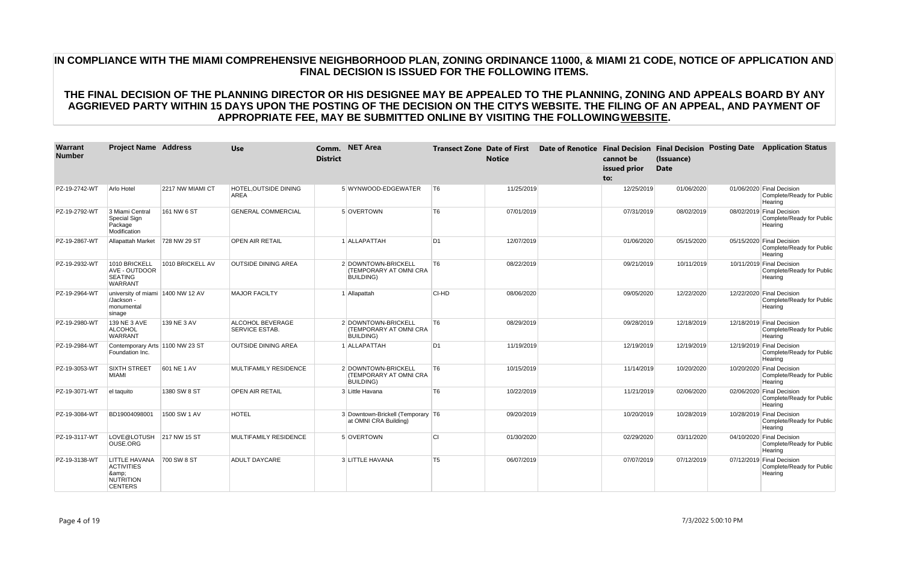# IN COMPLIANCE WITH THE MIAMI COMPREHENSIVE NEIGHBORHOOD PLAN, ZONING ORDINANCE 11000, & MIAMI 21 CODE, NOTICE OF APPLICATION AND FINAL DECISION IS ISSUED FOR THE FOLLOWING ITEMS.

## THE FINAL DECISION OF THE PLANNING DIRECTOR OR HIS DESIGNEE MAY BE APPEALED TO THE PLANNING, ZONING AND APPEALS BOARD BY ANY AGGRIEVED PARTY WITHIN 15 DAYS UPON THE POSTING OF THE DECISION ON THE CITY'S WEBSITE. THE FILING OF AN APPEAL, AND PAYMENT OF APPROPRIATE FEE, MAY BE SUBMITTED ONLINE BY VISITING THE FOLLOWING WEBSITE.

| Warrant Number | Project Name | Address | Use | Comm. District | NET Area | Transect Zone | Date of First Notice | Date of Renotice | Final Decision cannot be issued prior to: | Final Decision (Issuance) Date | Posting Date | Application Status |
|---|---|---|---|---|---|---|---|---|---|---|---|---|
| PZ-19-2742-WT | Arlo Hotel | 2217 NW MIAMI CT | HOTEL,OUTSIDE DINING AREA | 5 | WYNWOOD-EDGEWATER | T6 | 11/25/2019 | | 12/25/2019 | 01/06/2020 | 01/06/2020 | Final Decision Complete/Ready for Public Hearing |
| PZ-19-2792-WT | 3 Miami Central Special Sign Package Modification | 161 NW 6 ST | GENERAL COMMERCIAL | 5 | OVERTOWN | T6 | 07/01/2019 | | 07/31/2019 | 08/02/2019 | 08/02/2019 | Final Decision Complete/Ready for Public Hearing |
| PZ-19-2867-WT | Allapattah Market | 728 NW 29 ST | OPEN AIR RETAIL | 1 | ALLAPATTAH | D1 | 12/07/2019 | | 01/06/2020 | 05/15/2020 | 05/15/2020 | Final Decision Complete/Ready for Public Hearing |
| PZ-19-2932-WT | 1010 BRICKELL AVE - OUTDOOR SEATING WARRANT | 1010 BRICKELL AV | OUTSIDE DINING AREA | 2 | DOWNTOWN-BRICKELL (TEMPORARY AT OMNI CRA BUILDING) | T6 | 08/22/2019 | | 09/21/2019 | 10/11/2019 | 10/11/2019 | Final Decision Complete/Ready for Public Hearing |
| PZ-19-2964-WT | university of miami /Jackson - monumental sinage | 1400 NW 12 AV | MAJOR FACILTY | 1 | Allapattah | CI-HD | 08/06/2020 | | 09/05/2020 | 12/22/2020 | 12/22/2020 | Final Decision Complete/Ready for Public Hearing |
| PZ-19-2980-WT | 139 NE 3 AVE ALCOHOL WARRANT | 139 NE 3 AV | ALCOHOL BEVERAGE SERVICE ESTAB. | 2 | DOWNTOWN-BRICKELL (TEMPORARY AT OMNI CRA BUILDING) | T6 | 08/29/2019 | | 09/28/2019 | 12/18/2019 | 12/18/2019 | Final Decision Complete/Ready for Public Hearing |
| PZ-19-2984-WT | Contemporary Arts Foundation Inc. | 1100 NW 23 ST | OUTSIDE DINING AREA | 1 | ALLAPATTAH | D1 | 11/19/2019 | | 12/19/2019 | 12/19/2019 | 12/19/2019 | Final Decision Complete/Ready for Public Hearing |
| PZ-19-3053-WT | SIXTH STREET MIAMI | 601 NE 1 AV | MULTIFAMILY RESIDENCE | 2 | DOWNTOWN-BRICKELL (TEMPORARY AT OMNI CRA BUILDING) | T6 | 10/15/2019 | | 11/14/2019 | 10/20/2020 | 10/20/2020 | Final Decision Complete/Ready for Public Hearing |
| PZ-19-3071-WT | el taquito | 1380 SW 8 ST | OPEN AIR RETAIL | 3 | Little Havana | T6 | 10/22/2019 | | 11/21/2019 | 02/06/2020 | 02/06/2020 | Final Decision Complete/Ready for Public Hearing |
| PZ-19-3084-WT | BD19004098001 | 1500 SW 1 AV | HOTEL | 3 | Downtown-Brickell (Temporary at OMNI CRA Building) | T6 | 09/20/2019 | | 10/20/2019 | 10/28/2019 | 10/28/2019 | Final Decision Complete/Ready for Public Hearing |
| PZ-19-3117-WT | LOVE@LOTUSHOUSE.ORG | 217 NW 15 ST | MULTIFAMILY RESIDENCE | 5 | OVERTOWN | CI | 01/30/2020 | | 02/29/2020 | 03/11/2020 | 04/10/2020 | Final Decision Complete/Ready for Public Hearing |
| PZ-19-3138-WT | LITTLE HAVANA ACTIVITIES &amp; NUTRITION CENTERS | 700 SW 8 ST | ADULT DAYCARE | 3 | LITTLE HAVANA | T5 | 06/07/2019 | | 07/07/2019 | 07/12/2019 | 07/12/2019 | Final Decision Complete/Ready for Public Hearing |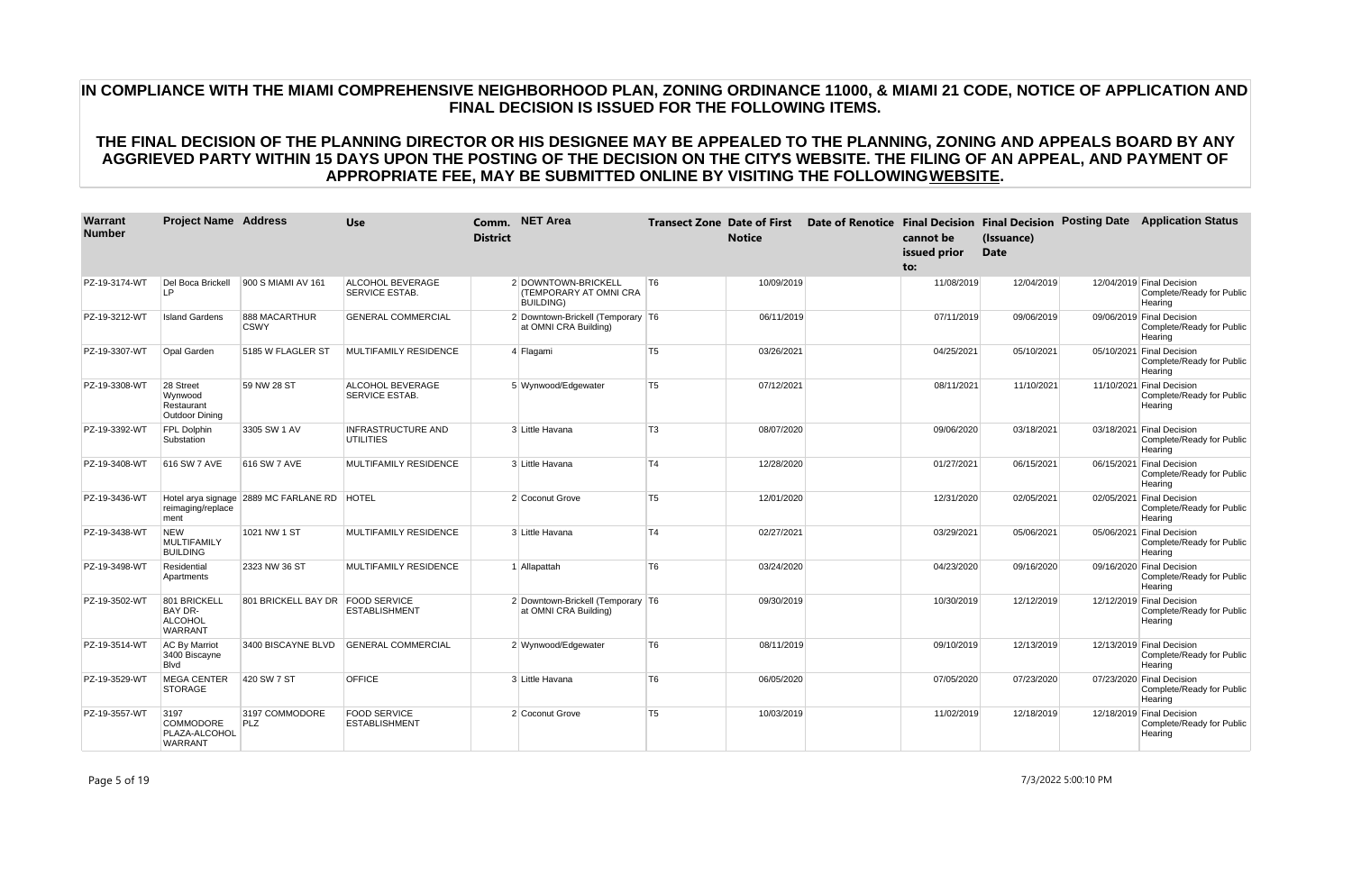# IN COMPLIANCE WITH THE MIAMI COMPREHENSIVE NEIGHBORHOOD PLAN, ZONING ORDINANCE 11000, & MIAMI 21 CODE, NOTICE OF APPLICATION AND FINAL DECISION IS ISSUED FOR THE FOLLOWING ITEMS.

## THE FINAL DECISION OF THE PLANNING DIRECTOR OR HIS DESIGNEE MAY BE APPEALED TO THE PLANNING, ZONING AND APPEALS BOARD BY ANY AGGRIEVED PARTY WITHIN 15 DAYS UPON THE POSTING OF THE DECISION ON THE CITY'S WEBSITE. THE FILING OF AN APPEAL, AND PAYMENT OF APPROPRIATE FEE, MAY BE SUBMITTED ONLINE BY VISITING THE FOLLOWING WEBSITE.

| Warrant Number | Project Name | Address | Use | Comm. District | NET Area | Transect Zone | Date of First Notice | Date of Renotice | Final Decision cannot be issued prior to: | Final Decision (Issuance) Date | Posting Date | Application Status |
|---|---|---|---|---|---|---|---|---|---|---|---|---|
| PZ-19-3174-WT | Del Boca Brickell LP | 900 S MIAMI AV 161 | ALCOHOL BEVERAGE SERVICE ESTAB. | 2 | DOWNTOWN-BRICKELL (TEMPORARY AT OMNI CRA BUILDING) | T6 | 10/09/2019 | | 11/08/2019 | 12/04/2019 | 12/04/2019 | Final Decision Complete/Ready for Public Hearing |
| PZ-19-3212-WT | Island Gardens | 888 MACARTHUR CSWY | GENERAL COMMERCIAL | 2 | Downtown-Brickell (Temporary at OMNI CRA Building) | T6 | 06/11/2019 | | 07/11/2019 | 09/06/2019 | 09/06/2019 | Final Decision Complete/Ready for Public Hearing |
| PZ-19-3307-WT | Opal Garden | 5185 W FLAGLER ST | MULTIFAMILY RESIDENCE | 4 | Flagami | T5 | 03/26/2021 | | 04/25/2021 | 05/10/2021 | 05/10/2021 | Final Decision Complete/Ready for Public Hearing |
| PZ-19-3308-WT | 28 Street Wynwood Restaurant Outdoor Dining | 59 NW 28 ST | ALCOHOL BEVERAGE SERVICE ESTAB. | 5 | Wynwood/Edgewater | T5 | 07/12/2021 | | 08/11/2021 | 11/10/2021 | 11/10/2021 | Final Decision Complete/Ready for Public Hearing |
| PZ-19-3392-WT | FPL Dolphin Substation | 3305 SW 1 AV | INFRASTRUCTURE AND UTILITIES | 3 | Little Havana | T3 | 08/07/2020 | | 09/06/2020 | 03/18/2021 | 03/18/2021 | Final Decision Complete/Ready for Public Hearing |
| PZ-19-3408-WT | 616 SW 7 AVE | 616 SW 7 AVE | MULTIFAMILY RESIDENCE | 3 | Little Havana | T4 | 12/28/2020 | | 01/27/2021 | 06/15/2021 | 06/15/2021 | Final Decision Complete/Ready for Public Hearing |
| PZ-19-3436-WT | Hotel arya signage reimaging/replacement | 2889 MC FARLANE RD | HOTEL | 2 | Coconut Grove | T5 | 12/01/2020 | | 12/31/2020 | 02/05/2021 | 02/05/2021 | Final Decision Complete/Ready for Public Hearing |
| PZ-19-3438-WT | NEW MULTIFAMILY BUILDING | 1021 NW 1 ST | MULTIFAMILY RESIDENCE | 3 | Little Havana | T4 | 02/27/2021 | | 03/29/2021 | 05/06/2021 | 05/06/2021 | Final Decision Complete/Ready for Public Hearing |
| PZ-19-3498-WT | Residential Apartments | 2323 NW 36 ST | MULTIFAMILY RESIDENCE | 1 | Allapattah | T6 | 03/24/2020 | | 04/23/2020 | 09/16/2020 | 09/16/2020 | Final Decision Complete/Ready for Public Hearing |
| PZ-19-3502-WT | 801 BRICKELL BAY DR-ALCOHOL WARRANT | 801 BRICKELL BAY DR | FOOD SERVICE ESTABLISHMENT | 2 | Downtown-Brickell (Temporary at OMNI CRA Building) | T6 | 09/30/2019 | | 10/30/2019 | 12/12/2019 | 12/12/2019 | Final Decision Complete/Ready for Public Hearing |
| PZ-19-3514-WT | AC By Marriot 3400 Biscayne Blvd | 3400 BISCAYNE BLVD | GENERAL COMMERCIAL | 2 | Wynwood/Edgewater | T6 | 08/11/2019 | | 09/10/2019 | 12/13/2019 | 12/13/2019 | Final Decision Complete/Ready for Public Hearing |
| PZ-19-3529-WT | MEGA CENTER STORAGE | 420 SW 7 ST | OFFICE | 3 | Little Havana | T6 | 06/05/2020 | | 07/05/2020 | 07/23/2020 | 07/23/2020 | Final Decision Complete/Ready for Public Hearing |
| PZ-19-3557-WT | 3197 COMMODORE PLAZA-ALCOHOL WARRANT | 3197 COMMODORE PLZ | FOOD SERVICE ESTABLISHMENT | 2 | Coconut Grove | T5 | 10/03/2019 | | 11/02/2019 | 12/18/2019 | 12/18/2019 | Final Decision Complete/Ready for Public Hearing |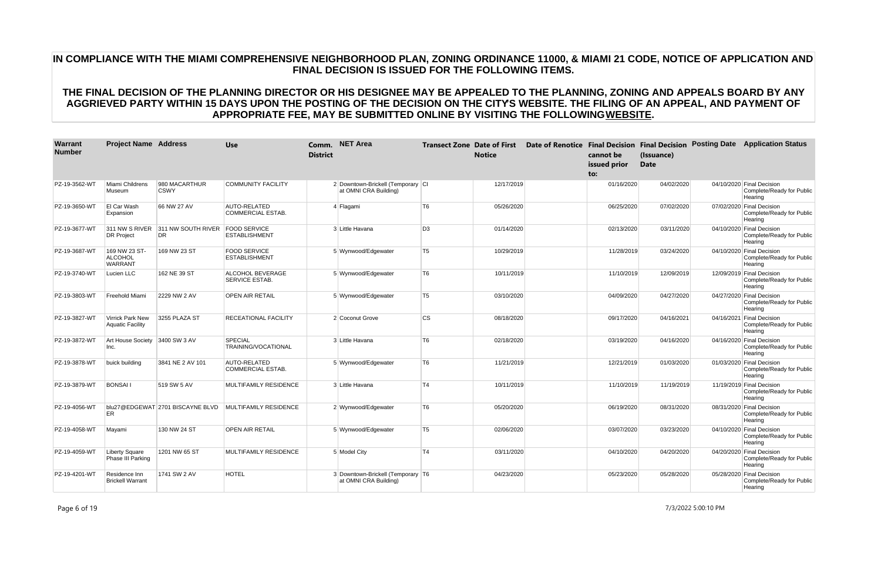# IN COMPLIANCE WITH THE MIAMI COMPREHENSIVE NEIGHBORHOOD PLAN, ZONING ORDINANCE 11000, & MIAMI 21 CODE, NOTICE OF APPLICATION AND FINAL DECISION IS ISSUED FOR THE FOLLOWING ITEMS.

## THE FINAL DECISION OF THE PLANNING DIRECTOR OR HIS DESIGNEE MAY BE APPEALED TO THE PLANNING, ZONING AND APPEALS BOARD BY ANY AGGRIEVED PARTY WITHIN 15 DAYS UPON THE POSTING OF THE DECISION ON THE CITY'S WEBSITE. THE FILING OF AN APPEAL, AND PAYMENT OF APPROPRIATE FEE, MAY BE SUBMITTED ONLINE BY VISITING THE FOLLOWING WEBSITE.

| Warrant Number | Project Name | Address | Use | Comm. District | NET Area | Transect Zone | Date of First Notice | Date of Renotice | Final Decision cannot be issued prior to: | Final Decision (Issuance) Date | Posting Date | Application Status |
|---|---|---|---|---|---|---|---|---|---|---|---|---|
| PZ-19-3562-WT | Miami Childrens Museum | 980 MACARTHUR CSWY | COMMUNITY FACILITY | 2 | Downtown-Brickell (Temporary at OMNI CRA Building) | CI | 12/17/2019 | | 01/16/2020 | 04/02/2020 | 04/10/2020 | Final Decision Complete/Ready for Public Hearing |
| PZ-19-3650-WT | El Car Wash Expansion | 66 NW 27 AV | AUTO-RELATED COMMERCIAL ESTAB. | 4 | Flagami | T6 | 05/26/2020 | | 06/25/2020 | 07/02/2020 | 07/02/2020 | Final Decision Complete/Ready for Public Hearing |
| PZ-19-3677-WT | 311 NW S RIVER DR Project | 311 NW SOUTH RIVER DR | FOOD SERVICE ESTABLISHMENT | 3 | Little Havana | D3 | 01/14/2020 | | 02/13/2020 | 03/11/2020 | 04/10/2020 | Final Decision Complete/Ready for Public Hearing |
| PZ-19-3687-WT | 169 NW 23 ST-ALCOHOL WARRANT | 169 NW 23 ST | FOOD SERVICE ESTABLISHMENT | 5 | Wynwood/Edgewater | T5 | 10/29/2019 | | 11/28/2019 | 03/24/2020 | 04/10/2020 | Final Decision Complete/Ready for Public Hearing |
| PZ-19-3740-WT | Lucien LLC | 162 NE 39 ST | ALCOHOL BEVERAGE SERVICE ESTAB. | 5 | Wynwood/Edgewater | T6 | 10/11/2019 | | 11/10/2019 | 12/09/2019 | 12/09/2019 | Final Decision Complete/Ready for Public Hearing |
| PZ-19-3803-WT | Freehold Miami | 2229 NW 2 AV | OPEN AIR RETAIL | 5 | Wynwood/Edgewater | T5 | 03/10/2020 | | 04/09/2020 | 04/27/2020 | 04/27/2020 | Final Decision Complete/Ready for Public Hearing |
| PZ-19-3827-WT | Virrick Park New Aquatic Facility | 3255 PLAZA ST | RECEATIONAL FACILITY | 2 | Coconut Grove | CS | 08/18/2020 | | 09/17/2020 | 04/16/2021 | 04/16/2021 | Final Decision Complete/Ready for Public Hearing |
| PZ-19-3872-WT | Art House Society Inc. | 3400 SW 3 AV | SPECIAL TRAINING/VOCATIONAL | 3 | Little Havana | T6 | 02/18/2020 | | 03/19/2020 | 04/16/2020 | 04/16/2020 | Final Decision Complete/Ready for Public Hearing |
| PZ-19-3878-WT | buick building | 3841 NE 2 AV 101 | AUTO-RELATED COMMERCIAL ESTAB. | 5 | Wynwood/Edgewater | T6 | 11/21/2019 | | 12/21/2019 | 01/03/2020 | 01/03/2020 | Final Decision Complete/Ready for Public Hearing |
| PZ-19-3879-WT | BONSAI I | 519 SW 5 AV | MULTIFAMILY RESIDENCE | 3 | Little Havana | T4 | 10/11/2019 | | 11/10/2019 | 11/19/2019 | 11/19/2019 | Final Decision Complete/Ready for Public Hearing |
| PZ-19-4056-WT | blu27@EDGEWATER | 2701 BISCAYNE BLVD | MULTIFAMILY RESIDENCE | 2 | Wynwood/Edgewater | T6 | 05/20/2020 | | 06/19/2020 | 08/31/2020 | 08/31/2020 | Final Decision Complete/Ready for Public Hearing |
| PZ-19-4058-WT | Mayami | 130 NW 24 ST | OPEN AIR RETAIL | 5 | Wynwood/Edgewater | T5 | 02/06/2020 | | 03/07/2020 | 03/23/2020 | 04/10/2020 | Final Decision Complete/Ready for Public Hearing |
| PZ-19-4059-WT | Liberty Square Phase III Parking | 1201 NW 65 ST | MULTIFAMILY RESIDENCE | 5 | Model City | T4 | 03/11/2020 | | 04/10/2020 | 04/20/2020 | 04/20/2020 | Final Decision Complete/Ready for Public Hearing |
| PZ-19-4201-WT | Residence Inn Brickell Warrant | 1741 SW 2 AV | HOTEL | 3 | Downtown-Brickell (Temporary at OMNI CRA Building) | T6 | 04/23/2020 | | 05/23/2020 | 05/28/2020 | 05/28/2020 | Final Decision Complete/Ready for Public Hearing |

7/3/2022 5:00:10 PM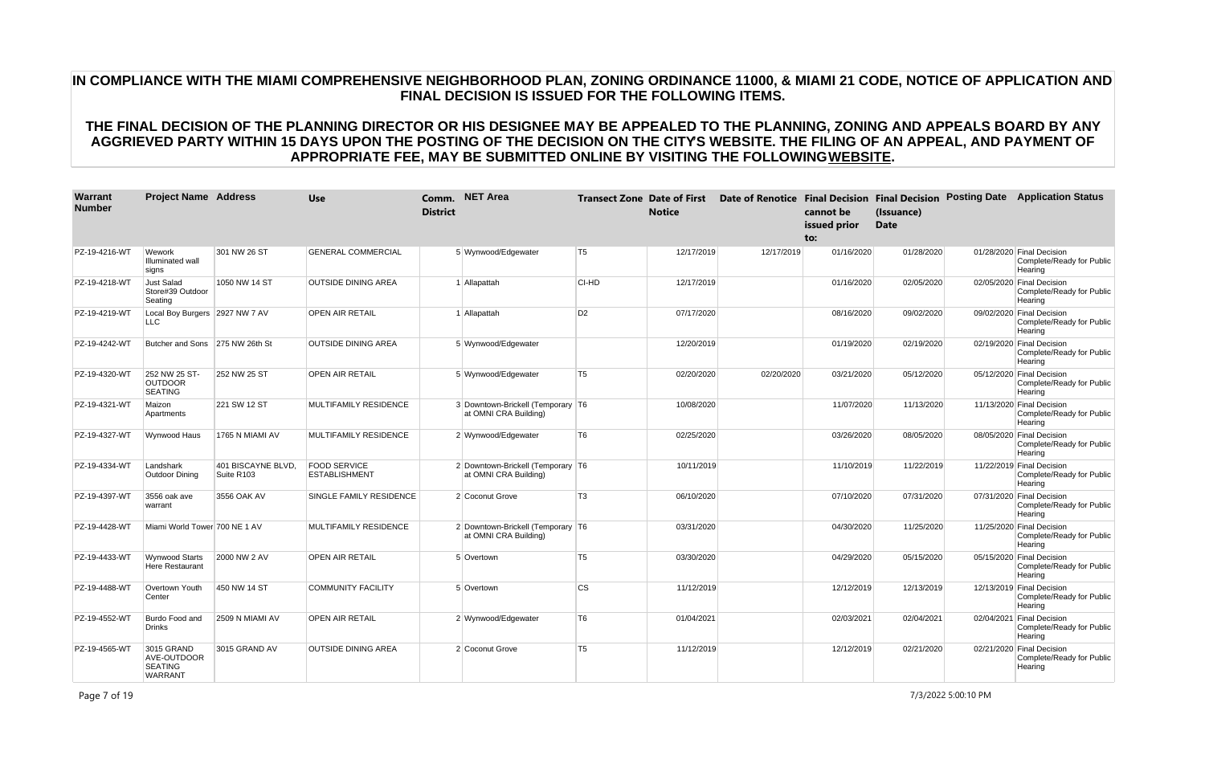# IN COMPLIANCE WITH THE MIAMI COMPREHENSIVE NEIGHBORHOOD PLAN, ZONING ORDINANCE 11000, & MIAMI 21 CODE, NOTICE OF APPLICATION AND FINAL DECISION IS ISSUED FOR THE FOLLOWING ITEMS.

## THE FINAL DECISION OF THE PLANNING DIRECTOR OR HIS DESIGNEE MAY BE APPEALED TO THE PLANNING, ZONING AND APPEALS BOARD BY ANY AGGRIEVED PARTY WITHIN 15 DAYS UPON THE POSTING OF THE DECISION ON THE CITY'S WEBSITE. THE FILING OF AN APPEAL, AND PAYMENT OF APPROPRIATE FEE, MAY BE SUBMITTED ONLINE BY VISITING THE FOLLOWING WEBSITE.

| Warrant Number | Project Name | Address | Use | Comm. District | NET Area | Transect Zone | Date of First Notice | Date of Renotice | Final Decision cannot be issued prior to: | Final Decision (Issuance) Date | Posting Date | Application Status |
|---|---|---|---|---|---|---|---|---|---|---|---|---|
| PZ-19-4216-WT | Wework Illuminated wall signs | 301 NW 26 ST | GENERAL COMMERCIAL | 5 | Wynwood/Edgewater | T5 | 12/17/2019 | 12/17/2019 | 01/16/2020 | 01/28/2020 | 01/28/2020 | Final Decision Complete/Ready for Public Hearing |
| PZ-19-4218-WT | Just Salad Store#39 Outdoor Seating | 1050 NW 14 ST | OUTSIDE DINING AREA | 1 | Allapattah | CI-HD | 12/17/2019 | | 01/16/2020 | 02/05/2020 | 02/05/2020 | Final Decision Complete/Ready for Public Hearing |
| PZ-19-4219-WT | Local Boy Burgers LLC | 2927 NW 7 AV | OPEN AIR RETAIL | 1 | Allapattah | D2 | 07/17/2020 | | 08/16/2020 | 09/02/2020 | 09/02/2020 | Final Decision Complete/Ready for Public Hearing |
| PZ-19-4242-WT | Butcher and Sons | 275 NW 26th St | OUTSIDE DINING AREA | 5 | Wynwood/Edgewater | | 12/20/2019 | | 01/19/2020 | 02/19/2020 | 02/19/2020 | Final Decision Complete/Ready for Public Hearing |
| PZ-19-4320-WT | 252 NW 25 ST-OUTDOOR SEATING | 252 NW 25 ST | OPEN AIR RETAIL | 5 | Wynwood/Edgewater | T5 | 02/20/2020 | 02/20/2020 | 03/21/2020 | 05/12/2020 | 05/12/2020 | Final Decision Complete/Ready for Public Hearing |
| PZ-19-4321-WT | Maizon Apartments | 221 SW 12 ST | MULTIFAMILY RESIDENCE | 3 | Downtown-Brickell (Temporary at OMNI CRA Building) | T6 | 10/08/2020 | | 11/07/2020 | 11/13/2020 | 11/13/2020 | Final Decision Complete/Ready for Public Hearing |
| PZ-19-4327-WT | Wynwood Haus | 1765 N MIAMI AV | MULTIFAMILY RESIDENCE | 2 | Wynwood/Edgewater | T6 | 02/25/2020 | | 03/26/2020 | 08/05/2020 | 08/05/2020 | Final Decision Complete/Ready for Public Hearing |
| PZ-19-4334-WT | Landshark Outdoor Dining | 401 BISCAYNE BLVD, Suite R103 | FOOD SERVICE ESTABLISHMENT | 2 | Downtown-Brickell (Temporary at OMNI CRA Building) | T6 | 10/11/2019 | | 11/10/2019 | 11/22/2019 | 11/22/2019 | Final Decision Complete/Ready for Public Hearing |
| PZ-19-4397-WT | 3556 oak ave warrant | 3556 OAK AV | SINGLE FAMILY RESIDENCE | 2 | Coconut Grove | T3 | 06/10/2020 | | 07/10/2020 | 07/31/2020 | 07/31/2020 | Final Decision Complete/Ready for Public Hearing |
| PZ-19-4428-WT | Miami World Tower | 700 NE 1 AV | MULTIFAMILY RESIDENCE | 2 | Downtown-Brickell (Temporary at OMNI CRA Building) | T6 | 03/31/2020 | | 04/30/2020 | 11/25/2020 | 11/25/2020 | Final Decision Complete/Ready for Public Hearing |
| PZ-19-4433-WT | Wynwood Starts Here Restaurant | 2000 NW 2 AV | OPEN AIR RETAIL | 5 | Overtown | T5 | 03/30/2020 | | 04/29/2020 | 05/15/2020 | 05/15/2020 | Final Decision Complete/Ready for Public Hearing |
| PZ-19-4488-WT | Overtown Youth Center | 450 NW 14 ST | COMMUNITY FACILITY | 5 | Overtown | CS | 11/12/2019 | | 12/12/2019 | 12/13/2019 | 12/13/2019 | Final Decision Complete/Ready for Public Hearing |
| PZ-19-4552-WT | Burdo Food and Drinks | 2509 N MIAMI AV | OPEN AIR RETAIL | 2 | Wynwood/Edgewater | T6 | 01/04/2021 | | 02/03/2021 | 02/04/2021 | 02/04/2021 | Final Decision Complete/Ready for Public Hearing |
| PZ-19-4565-WT | 3015 GRAND AVE-OUTDOOR SEATING WARRANT | 3015 GRAND AV | OUTSIDE DINING AREA | 2 | Coconut Grove | T5 | 11/12/2019 | | 12/12/2019 | 02/21/2020 | 02/21/2020 | Final Decision Complete/Ready for Public Hearing |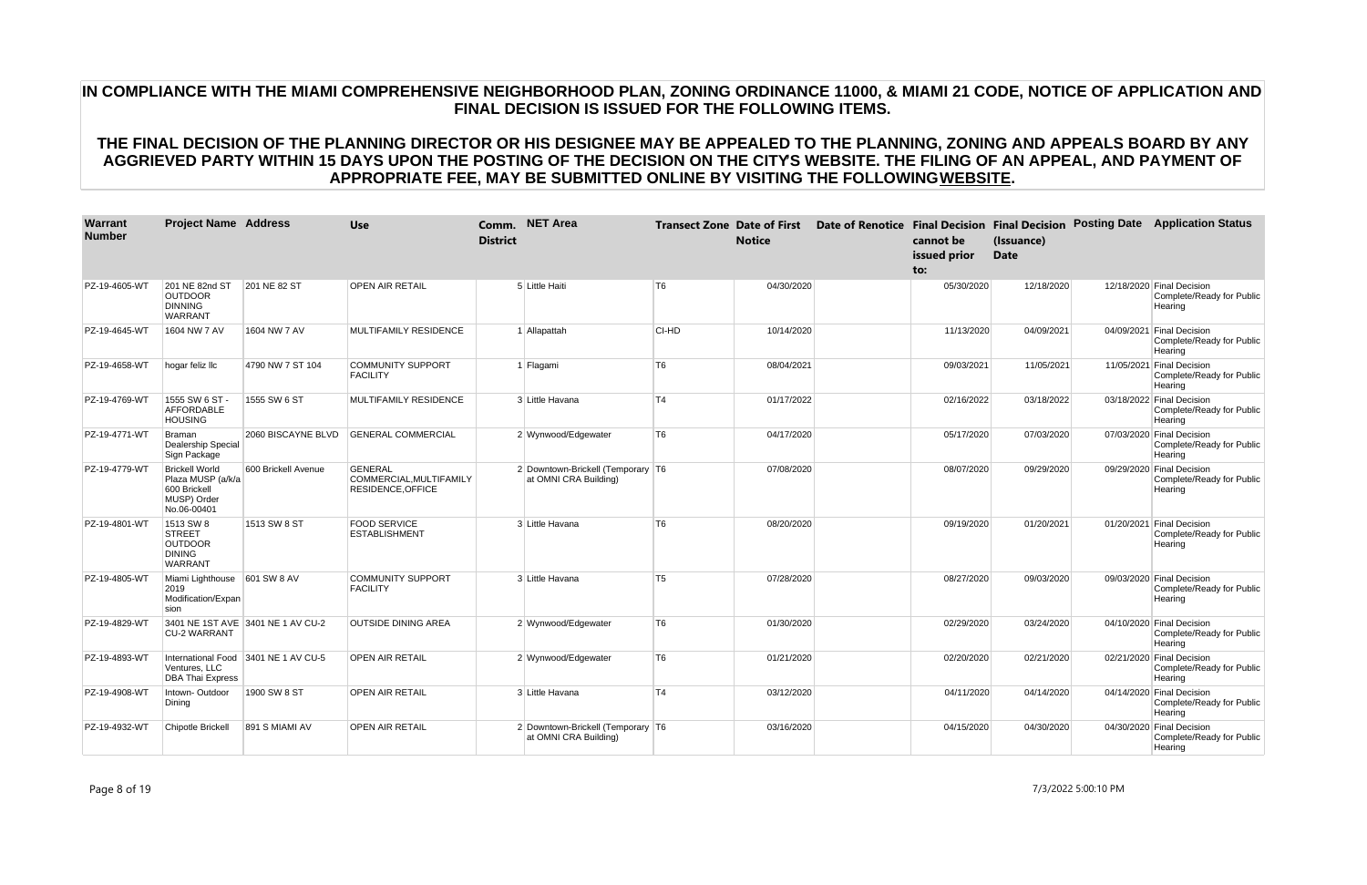# IN COMPLIANCE WITH THE MIAMI COMPREHENSIVE NEIGHBORHOOD PLAN, ZONING ORDINANCE 11000, & MIAMI 21 CODE, NOTICE OF APPLICATION AND FINAL DECISION IS ISSUED FOR THE FOLLOWING ITEMS.

## THE FINAL DECISION OF THE PLANNING DIRECTOR OR HIS DESIGNEE MAY BE APPEALED TO THE PLANNING, ZONING AND APPEALS BOARD BY ANY AGGRIEVED PARTY WITHIN 15 DAYS UPON THE POSTING OF THE DECISION ON THE CITY'S WEBSITE. THE FILING OF AN APPEAL, AND PAYMENT OF APPROPRIATE FEE, MAY BE SUBMITTED ONLINE BY VISITING THE FOLLOWING WEBSITE.

| Warrant Number | Project Name | Address | Use | Comm. District | NET Area | Transect Zone | Date of First Notice | Date of Renotice | Final Decision cannot be issued prior to: | Final Decision (Issuance) Date | Posting Date | Application Status |
|---|---|---|---|---|---|---|---|---|---|---|---|---|
| PZ-19-4605-WT | 201 NE 82nd ST OUTDOOR DINNING WARRANT | 201 NE 82 ST | OPEN AIR RETAIL | 5 | Little Haiti | T6 | 04/30/2020 | | 05/30/2020 | 12/18/2020 | 12/18/2020 | Final Decision Complete/Ready for Public Hearing |
| PZ-19-4645-WT | 1604 NW 7 AV | 1604 NW 7 AV | MULTIFAMILY RESIDENCE | 1 | Allapattah | CI-HD | 10/14/2020 | | 11/13/2020 | 04/09/2021 | 04/09/2021 | Final Decision Complete/Ready for Public Hearing |
| PZ-19-4658-WT | hogar feliz llc | 4790 NW 7 ST 104 | COMMUNITY SUPPORT FACILITY | 1 | Flagami | T6 | 08/04/2021 | | 09/03/2021 | 11/05/2021 | 11/05/2021 | Final Decision Complete/Ready for Public Hearing |
| PZ-19-4769-WT | 1555 SW 6 ST - AFFORDABLE HOUSING | 1555 SW 6 ST | MULTIFAMILY RESIDENCE | 3 | Little Havana | T4 | 01/17/2022 | | 02/16/2022 | 03/18/2022 | 03/18/2022 | Final Decision Complete/Ready for Public Hearing |
| PZ-19-4771-WT | Braman Dealership Special Sign Package | 2060 BISCAYNE BLVD | GENERAL COMMERCIAL | 2 | Wynwood/Edgewater | T6 | 04/17/2020 | | 05/17/2020 | 07/03/2020 | 07/03/2020 | Final Decision Complete/Ready for Public Hearing |
| PZ-19-4779-WT | Brickell World Plaza MUSP (a/k/a 600 Brickell MUSP) Order No.06-00401 | 600 Brickell Avenue | GENERAL COMMERCIAL,MULTIFAMILY RESIDENCE,OFFICE | 2 | Downtown-Brickell (Temporary at OMNI CRA Building) | T6 | 07/08/2020 | | 08/07/2020 | 09/29/2020 | 09/29/2020 | Final Decision Complete/Ready for Public Hearing |
| PZ-19-4801-WT | 1513 SW 8 STREET OUTDOOR DINING WARRANT | 1513 SW 8 ST | FOOD SERVICE ESTABLISHMENT | 3 | Little Havana | T6 | 08/20/2020 | | 09/19/2020 | 01/20/2021 | 01/20/2021 | Final Decision Complete/Ready for Public Hearing |
| PZ-19-4805-WT | Miami Lighthouse 2019 Modification/Expansion | 601 SW 8 AV | COMMUNITY SUPPORT FACILITY | 3 | Little Havana | T5 | 07/28/2020 | | 08/27/2020 | 09/03/2020 | 09/03/2020 | Final Decision Complete/Ready for Public Hearing |
| PZ-19-4829-WT | 3401 NE 1ST AVE CU-2 WARRANT | 3401 NE 1 AV CU-2 | OUTSIDE DINING AREA | 2 | Wynwood/Edgewater | T6 | 01/30/2020 | | 02/29/2020 | 03/24/2020 | 04/10/2020 | Final Decision Complete/Ready for Public Hearing |
| PZ-19-4893-WT | International Food Ventures, LLC DBA Thai Express | 3401 NE 1 AV CU-5 | OPEN AIR RETAIL | 2 | Wynwood/Edgewater | T6 | 01/21/2020 | | 02/20/2020 | 02/21/2020 | 02/21/2020 | Final Decision Complete/Ready for Public Hearing |
| PZ-19-4908-WT | Intown- Outdoor Dining | 1900 SW 8 ST | OPEN AIR RETAIL | 3 | Little Havana | T4 | 03/12/2020 | | 04/11/2020 | 04/14/2020 | 04/14/2020 | Final Decision Complete/Ready for Public Hearing |
| PZ-19-4932-WT | Chipotle Brickell | 891 S MIAMI AV | OPEN AIR RETAIL | 2 | Downtown-Brickell (Temporary at OMNI CRA Building) | T6 | 03/16/2020 | | 04/15/2020 | 04/30/2020 | 04/30/2020 | Final Decision Complete/Ready for Public Hearing |

7/3/2022 5:00:10 PM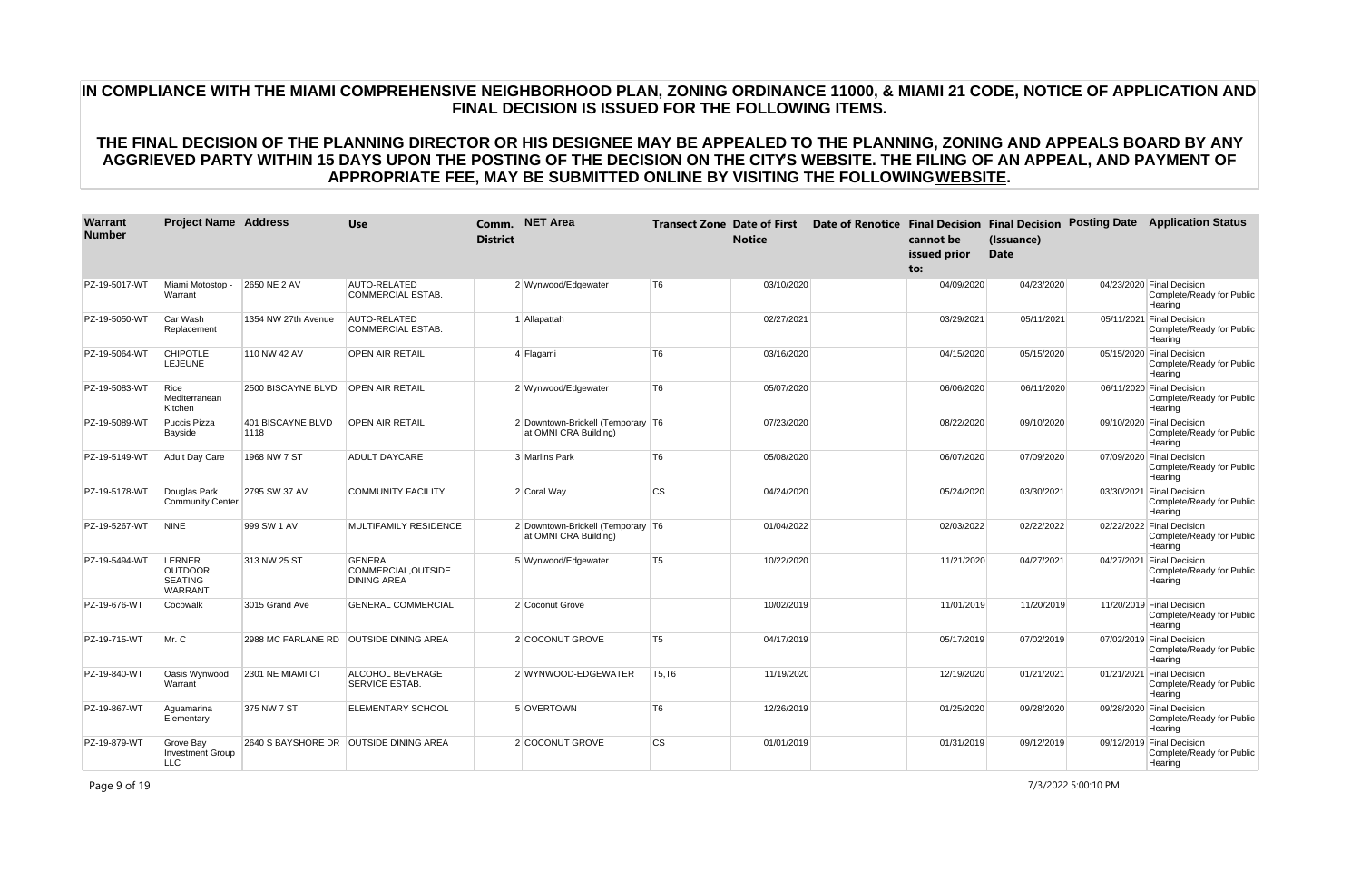# IN COMPLIANCE WITH THE MIAMI COMPREHENSIVE NEIGHBORHOOD PLAN, ZONING ORDINANCE 11000, & MIAMI 21 CODE, NOTICE OF APPLICATION AND FINAL DECISION IS ISSUED FOR THE FOLLOWING ITEMS.

## THE FINAL DECISION OF THE PLANNING DIRECTOR OR HIS DESIGNEE MAY BE APPEALED TO THE PLANNING, ZONING AND APPEALS BOARD BY ANY AGGRIEVED PARTY WITHIN 15 DAYS UPON THE POSTING OF THE DECISION ON THE CITY'S WEBSITE. THE FILING OF AN APPEAL, AND PAYMENT OF APPROPRIATE FEE, MAY BE SUBMITTED ONLINE BY VISITING THE FOLLOWING WEBSITE.

| Warrant Number | Project Name | Address | Use | Comm. District | NET Area | Transect Zone | Date of First Notice | Date of Renotice | Final Decision cannot be issued prior to: | Final Decision (Issuance) Date | Posting Date | Application Status |
|---|---|---|---|---|---|---|---|---|---|---|---|---|
| PZ-19-5017-WT | Miami Motostop - Warrant | 2650 NE 2 AV | AUTO-RELATED COMMERCIAL ESTAB. | 2 | Wynwood/Edgewater | T6 | 03/10/2020 | | 04/09/2020 | 04/23/2020 | 04/23/2020 | Final Decision Complete/Ready for Public Hearing |
| PZ-19-5050-WT | Car Wash Replacement | 1354 NW 27th Avenue | AUTO-RELATED COMMERCIAL ESTAB. | 1 | Allapattah | | 02/27/2021 | | 03/29/2021 | 05/11/2021 | 05/11/2021 | Final Decision Complete/Ready for Public Hearing |
| PZ-19-5064-WT | CHIPOTLE LEJEUNE | 110 NW 42 AV | OPEN AIR RETAIL | 4 | Flagami | T6 | 03/16/2020 | | 04/15/2020 | 05/15/2020 | 05/15/2020 | Final Decision Complete/Ready for Public Hearing |
| PZ-19-5083-WT | Rice Mediterranean Kitchen | 2500 BISCAYNE BLVD | OPEN AIR RETAIL | 2 | Wynwood/Edgewater | T6 | 05/07/2020 | | 06/06/2020 | 06/11/2020 | 06/11/2020 | Final Decision Complete/Ready for Public Hearing |
| PZ-19-5089-WT | Puccis Pizza Bayside | 401 BISCAYNE BLVD 1118 | OPEN AIR RETAIL | 2 | Downtown-Brickell (Temporary at OMNI CRA Building) | T6 | 07/23/2020 | | 08/22/2020 | 09/10/2020 | 09/10/2020 | Final Decision Complete/Ready for Public Hearing |
| PZ-19-5149-WT | Adult Day Care | 1968 NW 7 ST | ADULT DAYCARE | 3 | Marlins Park | T6 | 05/08/2020 | | 06/07/2020 | 07/09/2020 | 07/09/2020 | Final Decision Complete/Ready for Public Hearing |
| PZ-19-5178-WT | Douglas Park Community Center | 2795 SW 37 AV | COMMUNITY FACILITY | 2 | Coral Way | CS | 04/24/2020 | | 05/24/2020 | 03/30/2021 | 03/30/2021 | Final Decision Complete/Ready for Public Hearing |
| PZ-19-5267-WT | NINE | 999 SW 1 AV | MULTIFAMILY RESIDENCE | 2 | Downtown-Brickell (Temporary at OMNI CRA Building) | T6 | 01/04/2022 | | 02/03/2022 | 02/22/2022 | 02/22/2022 | Final Decision Complete/Ready for Public Hearing |
| PZ-19-5494-WT | LERNER OUTDOOR SEATING WARRANT | 313 NW 25 ST | GENERAL COMMERCIAL,OUTSIDE DINING AREA | 5 | Wynwood/Edgewater | T5 | 10/22/2020 | | 11/21/2020 | 04/27/2021 | 04/27/2021 | Final Decision Complete/Ready for Public Hearing |
| PZ-19-676-WT | Cocowalk | 3015 Grand Ave | GENERAL COMMERCIAL | 2 | Coconut Grove | | 10/02/2019 | | 11/01/2019 | 11/20/2019 | 11/20/2019 | Final Decision Complete/Ready for Public Hearing |
| PZ-19-715-WT | Mr. C | 2988 MC FARLANE RD | OUTSIDE DINING AREA | 2 | COCONUT GROVE | T5 | 04/17/2019 | | 05/17/2019 | 07/02/2019 | 07/02/2019 | Final Decision Complete/Ready for Public Hearing |
| PZ-19-840-WT | Oasis Wynwood Warrant | 2301 NE MIAMI CT | ALCOHOL BEVERAGE SERVICE ESTAB. | 2 | WYNWOOD-EDGEWATER | T5,T6 | 11/19/2020 | | 12/19/2020 | 01/21/2021 | 01/21/2021 | Final Decision Complete/Ready for Public Hearing |
| PZ-19-867-WT | Aguamarina Elementary | 375 NW 7 ST | ELEMENTARY SCHOOL | 5 | OVERTOWN | T6 | 12/26/2019 | | 01/25/2020 | 09/28/2020 | 09/28/2020 | Final Decision Complete/Ready for Public Hearing |
| PZ-19-879-WT | Grove Bay Investment Group LLC | 2640 S BAYSHORE DR | OUTSIDE DINING AREA | 2 | COCONUT GROVE | CS | 01/01/2019 | | 01/31/2019 | 09/12/2019 | 09/12/2019 | Final Decision Complete/Ready for Public Hearing |

7/3/2022 5:00:10 PM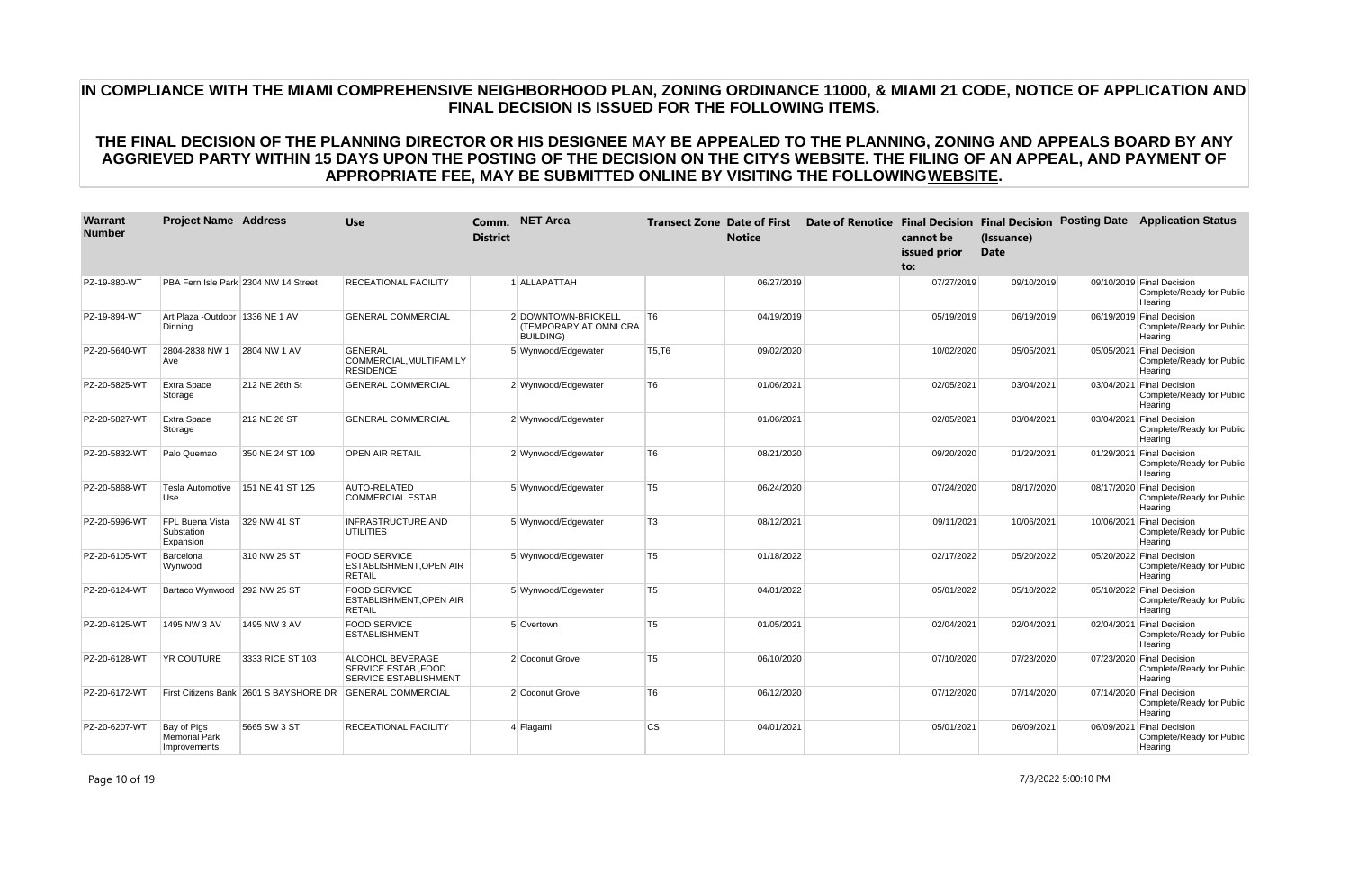## IN COMPLIANCE WITH THE MIAMI COMPREHENSIVE NEIGHBORHOOD PLAN, ZONING ORDINANCE 11000, & MIAMI 21 CODE, NOTICE OF APPLICATION AND FINAL DECISION IS ISSUED FOR THE FOLLOWING ITEMS.

## THE FINAL DECISION OF THE PLANNING DIRECTOR OR HIS DESIGNEE MAY BE APPEALED TO THE PLANNING, ZONING AND APPEALS BOARD BY ANY AGGRIEVED PARTY WITHIN 15 DAYS UPON THE POSTING OF THE DECISION ON THE CITY'S WEBSITE. THE FILING OF AN APPEAL, AND PAYMENT OF APPROPRIATE FEE, MAY BE SUBMITTED ONLINE BY VISITING THE FOLLOWING WEBSITE.

| Warrant Number | Project Name | Address | Use | Comm. District | NET Area | Transect Zone | Date of First Notice | Date of Renotice | Final Decision cannot be issued prior to: | Final Decision (Issuance) Date | Posting Date | Application Status |
|---|---|---|---|---|---|---|---|---|---|---|---|---|
| PZ-19-880-WT | PBA Fern Isle Park | 2304 NW 14 Street | RECEATIONAL FACILITY | 1 | ALLAPATTAH | | 06/27/2019 | | 07/27/2019 | 09/10/2019 | 09/10/2019 | Final Decision Complete/Ready for Public Hearing |
| PZ-19-894-WT | Art Plaza -Outdoor Dinning | 1336 NE 1 AV | GENERAL COMMERCIAL | 2 | DOWNTOWN-BRICKELL (TEMPORARY AT OMNI CRA BUILDING) | T6 | 04/19/2019 | | 05/19/2019 | 06/19/2019 | 06/19/2019 | Final Decision Complete/Ready for Public Hearing |
| PZ-20-5640-WT | 2804-2838 NW 1 Ave | 2804 NW 1 AV | GENERAL COMMERCIAL,MULTIFAMILY RESIDENCE | 5 | Wynwood/Edgewater | T5,T6 | 09/02/2020 | | 10/02/2020 | 05/05/2021 | 05/05/2021 | Final Decision Complete/Ready for Public Hearing |
| PZ-20-5825-WT | Extra Space Storage | 212 NE 26th St | GENERAL COMMERCIAL | 2 | Wynwood/Edgewater | T6 | 01/06/2021 | | 02/05/2021 | 03/04/2021 | 03/04/2021 | Final Decision Complete/Ready for Public Hearing |
| PZ-20-5827-WT | Extra Space Storage | 212 NE 26 ST | GENERAL COMMERCIAL | 2 | Wynwood/Edgewater | | 01/06/2021 | | 02/05/2021 | 03/04/2021 | 03/04/2021 | Final Decision Complete/Ready for Public Hearing |
| PZ-20-5832-WT | Palo Quemao | 350 NE 24 ST 109 | OPEN AIR RETAIL | 2 | Wynwood/Edgewater | T6 | 08/21/2020 | | 09/20/2020 | 01/29/2021 | 01/29/2021 | Final Decision Complete/Ready for Public Hearing |
| PZ-20-5868-WT | Tesla Automotive Use | 151 NE 41 ST 125 | AUTO-RELATED COMMERCIAL ESTAB. | 5 | Wynwood/Edgewater | T5 | 06/24/2020 | | 07/24/2020 | 08/17/2020 | 08/17/2020 | Final Decision Complete/Ready for Public Hearing |
| PZ-20-5996-WT | FPL Buena Vista Substation Expansion | 329 NW 41 ST | INFRASTRUCTURE AND UTILITIES | 5 | Wynwood/Edgewater | T3 | 08/12/2021 | | 09/11/2021 | 10/06/2021 | 10/06/2021 | Final Decision Complete/Ready for Public Hearing |
| PZ-20-6105-WT | Barcelona Wynwood | 310 NW 25 ST | FOOD SERVICE ESTABLISHMENT,OPEN AIR RETAIL | 5 | Wynwood/Edgewater | T5 | 01/18/2022 | | 02/17/2022 | 05/20/2022 | 05/20/2022 | Final Decision Complete/Ready for Public Hearing |
| PZ-20-6124-WT | Bartaco Wynwood | 292 NW 25 ST | FOOD SERVICE ESTABLISHMENT,OPEN AIR RETAIL | 5 | Wynwood/Edgewater | T5 | 04/01/2022 | | 05/01/2022 | 05/10/2022 | 05/10/2022 | Final Decision Complete/Ready for Public Hearing |
| PZ-20-6125-WT | 1495 NW 3 AV | 1495 NW 3 AV | FOOD SERVICE ESTABLISHMENT | 5 | Overtown | T5 | 01/05/2021 | | 02/04/2021 | 02/04/2021 | 02/04/2021 | Final Decision Complete/Ready for Public Hearing |
| PZ-20-6128-WT | YR COUTURE | 3333 RICE ST 103 | ALCOHOL BEVERAGE SERVICE ESTAB.,FOOD SERVICE ESTABLISHMENT | 2 | Coconut Grove | T5 | 06/10/2020 | | 07/10/2020 | 07/23/2020 | 07/23/2020 | Final Decision Complete/Ready for Public Hearing |
| PZ-20-6172-WT | First Citizens Bank | 2601 S BAYSHORE DR | GENERAL COMMERCIAL | 2 | Coconut Grove | T6 | 06/12/2020 | | 07/12/2020 | 07/14/2020 | 07/14/2020 | Final Decision Complete/Ready for Public Hearing |
| PZ-20-6207-WT | Bay of Pigs Memorial Park Improvements | 5665 SW 3 ST | RECEATIONAL FACILITY | 4 | Flagami | CS | 04/01/2021 | | 05/01/2021 | 06/09/2021 | 06/09/2021 | Final Decision Complete/Ready for Public Hearing |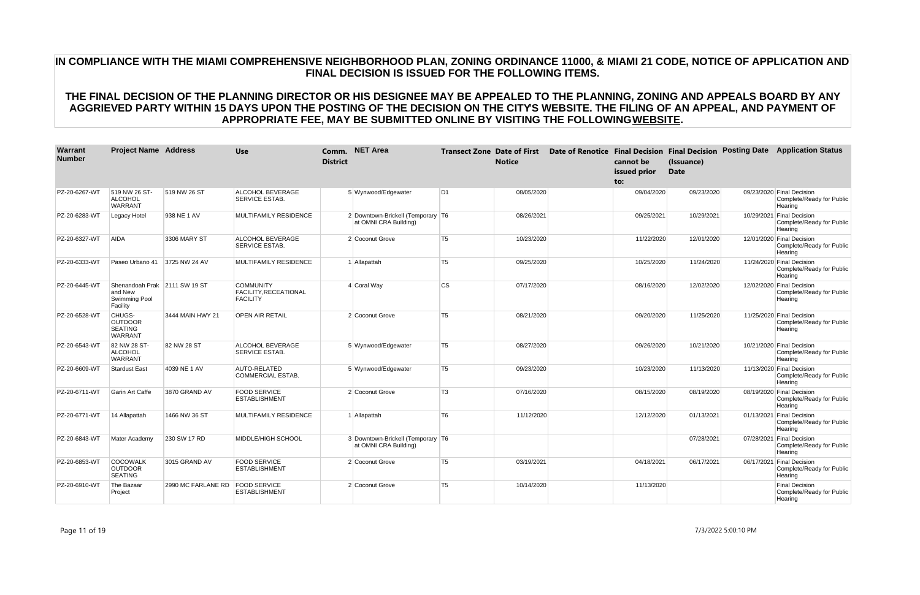# IN COMPLIANCE WITH THE MIAMI COMPREHENSIVE NEIGHBORHOOD PLAN, ZONING ORDINANCE 11000, & MIAMI 21 CODE, NOTICE OF APPLICATION AND FINAL DECISION IS ISSUED FOR THE FOLLOWING ITEMS.

## THE FINAL DECISION OF THE PLANNING DIRECTOR OR HIS DESIGNEE MAY BE APPEALED TO THE PLANNING, ZONING AND APPEALS BOARD BY ANY AGGRIEVED PARTY WITHIN 15 DAYS UPON THE POSTING OF THE DECISION ON THE CITY'S WEBSITE. THE FILING OF AN APPEAL, AND PAYMENT OF APPROPRIATE FEE, MAY BE SUBMITTED ONLINE BY VISITING THE FOLLOWING WEBSITE.

| Warrant Number | Project Name | Address | Use | Comm. District | NET Area | Transect Zone | Date of First Notice | Date of Renotice | Final Decision cannot be issued prior to: | Final Decision (Issuance) Date | Posting Date | Application Status |
|---|---|---|---|---|---|---|---|---|---|---|---|---|
| PZ-20-6267-WT | 519 NW 26 ST- ALCOHOL WARRANT | 519 NW 26 ST | ALCOHOL BEVERAGE SERVICE ESTAB. | 5 | Wynwood/Edgewater | D1 | 08/05/2020 | | 09/04/2020 | 09/23/2020 | 09/23/2020 | Final Decision Complete/Ready for Public Hearing |
| PZ-20-6283-WT | Legacy Hotel | 938 NE 1 AV | MULTIFAMILY RESIDENCE | 2 | Downtown-Brickell (Temporary at OMNI CRA Building) | T6 | 08/26/2021 | | 09/25/2021 | 10/29/2021 | 10/29/2021 | Final Decision Complete/Ready for Public Hearing |
| PZ-20-6327-WT | AIDA | 3306 MARY ST | ALCOHOL BEVERAGE SERVICE ESTAB. | 2 | Coconut Grove | T5 | 10/23/2020 | | 11/22/2020 | 12/01/2020 | 12/01/2020 | Final Decision Complete/Ready for Public Hearing |
| PZ-20-6333-WT | Paseo Urbano 41 | 3725 NW 24 AV | MULTIFAMILY RESIDENCE | 1 | Allapattah | T5 | 09/25/2020 | | 10/25/2020 | 11/24/2020 | 11/24/2020 | Final Decision Complete/Ready for Public Hearing |
| PZ-20-6445-WT | Shenandoah Prak and New Swimming Pool Facility | 2111 SW 19 ST | COMMUNITY FACILITY,RECEATIONAL FACILITY | 4 | Coral Way | CS | 07/17/2020 | | 08/16/2020 | 12/02/2020 | 12/02/2020 | Final Decision Complete/Ready for Public Hearing |
| PZ-20-6528-WT | CHUGS-OUTDOOR SEATING WARRANT | 3444 MAIN HWY 21 | OPEN AIR RETAIL | 2 | Coconut Grove | T5 | 08/21/2020 | | 09/20/2020 | 11/25/2020 | 11/25/2020 | Final Decision Complete/Ready for Public Hearing |
| PZ-20-6543-WT | 82 NW 28 ST- ALCOHOL WARRANT | 82 NW 28 ST | ALCOHOL BEVERAGE SERVICE ESTAB. | 5 | Wynwood/Edgewater | T5 | 08/27/2020 | | 09/26/2020 | 10/21/2020 | 10/21/2020 | Final Decision Complete/Ready for Public Hearing |
| PZ-20-6609-WT | Stardust East | 4039 NE 1 AV | AUTO-RELATED COMMERCIAL ESTAB. | 5 | Wynwood/Edgewater | T5 | 09/23/2020 | | 10/23/2020 | 11/13/2020 | 11/13/2020 | Final Decision Complete/Ready for Public Hearing |
| PZ-20-6711-WT | Garin Art Caffe | 3870 GRAND AV | FOOD SERVICE ESTABLISHMENT | 2 | Coconut Grove | T3 | 07/16/2020 | | 08/15/2020 | 08/19/2020 | 08/19/2020 | Final Decision Complete/Ready for Public Hearing |
| PZ-20-6771-WT | 14 Allapattah | 1466 NW 36 ST | MULTIFAMILY RESIDENCE | 1 | Allapattah | T6 | 11/12/2020 | | 12/12/2020 | 01/13/2021 | 01/13/2021 | Final Decision Complete/Ready for Public Hearing |
| PZ-20-6843-WT | Mater Academy | 230 SW 17 RD | MIDDLE/HIGH SCHOOL | 3 | Downtown-Brickell (Temporary at OMNI CRA Building) | T6 | | | | 07/28/2021 | 07/28/2021 | Final Decision Complete/Ready for Public Hearing |
| PZ-20-6853-WT | COCOWALK OUTDOOR SEATING | 3015 GRAND AV | FOOD SERVICE ESTABLISHMENT | 2 | Coconut Grove | T5 | 03/19/2021 | | 04/18/2021 | 06/17/2021 | 06/17/2021 | Final Decision Complete/Ready for Public Hearing |
| PZ-20-6910-WT | The Bazaar Project | 2990 MC FARLANE RD | FOOD SERVICE ESTABLISHMENT | 2 | Coconut Grove | T5 | 10/14/2020 | | 11/13/2020 | | | Final Decision Complete/Ready for Public Hearing |

7/3/2022 5:00:10 PM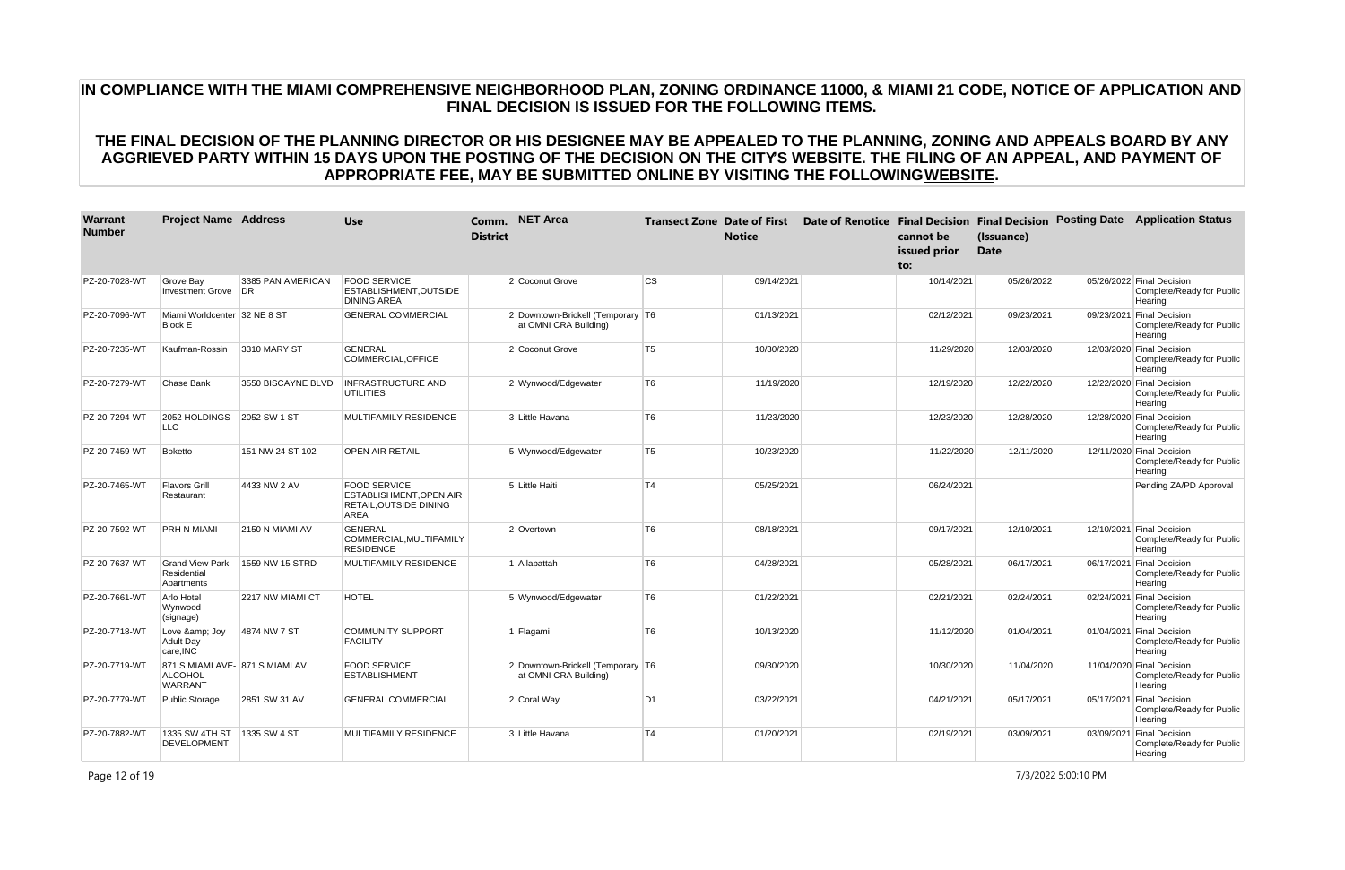# IN COMPLIANCE WITH THE MIAMI COMPREHENSIVE NEIGHBORHOOD PLAN, ZONING ORDINANCE 11000, & MIAMI 21 CODE, NOTICE OF APPLICATION AND FINAL DECISION IS ISSUED FOR THE FOLLOWING ITEMS.

## THE FINAL DECISION OF THE PLANNING DIRECTOR OR HIS DESIGNEE MAY BE APPEALED TO THE PLANNING, ZONING AND APPEALS BOARD BY ANY AGGRIEVED PARTY WITHIN 15 DAYS UPON THE POSTING OF THE DECISION ON THE CITY'S WEBSITE. THE FILING OF AN APPEAL, AND PAYMENT OF APPROPRIATE FEE, MAY BE SUBMITTED ONLINE BY VISITING THE FOLLOWING WEBSITE.

| Warrant Number | Project Name | Address | Use | Comm. District | NET Area | Transect Zone | Date of First Notice | Date of Renotice | Final Decision cannot be issued prior to: | Final Decision (Issuance) Date | Posting Date | Application Status |
|---|---|---|---|---|---|---|---|---|---|---|---|---|
| PZ-20-7028-WT | Grove Bay Investment Grove | 3385 PAN AMERICAN DR | FOOD SERVICE ESTABLISHMENT,OUTSIDE DINING AREA | 2 | Coconut Grove | CS | 09/14/2021 | | 10/14/2021 | 05/26/2022 | 05/26/2022 | Final Decision Complete/Ready for Public Hearing |
| PZ-20-7096-WT | Miami Worldcenter Block E | 32 NE 8 ST | GENERAL COMMERCIAL | 2 | Downtown-Brickell (Temporary at OMNI CRA Building) | T6 | 01/13/2021 | | 02/12/2021 | 09/23/2021 | 09/23/2021 | Final Decision Complete/Ready for Public Hearing |
| PZ-20-7235-WT | Kaufman-Rossin | 3310 MARY ST | GENERAL COMMERCIAL,OFFICE | 2 | Coconut Grove | T5 | 10/30/2020 | | 11/29/2020 | 12/03/2020 | 12/03/2020 | Final Decision Complete/Ready for Public Hearing |
| PZ-20-7279-WT | Chase Bank | 3550 BISCAYNE BLVD | INFRASTRUCTURE AND UTILITIES | 2 | Wynwood/Edgewater | T6 | 11/19/2020 | | 12/19/2020 | 12/22/2020 | 12/22/2020 | Final Decision Complete/Ready for Public Hearing |
| PZ-20-7294-WT | 2052 HOLDINGS LLC | 2052 SW 1 ST | MULTIFAMILY RESIDENCE | 3 | Little Havana | T6 | 11/23/2020 | | 12/23/2020 | 12/28/2020 | 12/28/2020 | Final Decision Complete/Ready for Public Hearing |
| PZ-20-7459-WT | Boketto | 151 NW 24 ST 102 | OPEN AIR RETAIL | 5 | Wynwood/Edgewater | T5 | 10/23/2020 | | 11/22/2020 | 12/11/2020 | 12/11/2020 | Final Decision Complete/Ready for Public Hearing |
| PZ-20-7465-WT | Flavors Grill Restaurant | 4433 NW 2 AV | FOOD SERVICE ESTABLISHMENT,OPEN AIR RETAIL,OUTSIDE DINING AREA | 5 | Little Haiti | T4 | 05/25/2021 | | 06/24/2021 | | | Pending ZA/PD Approval |
| PZ-20-7592-WT | PRH N MIAMI | 2150 N MIAMI AV | GENERAL COMMERCIAL,MULTIFAMILY RESIDENCE | 2 | Overtown | T6 | 08/18/2021 | | 09/17/2021 | 12/10/2021 | 12/10/2021 | Final Decision Complete/Ready for Public Hearing |
| PZ-20-7637-WT | Grand View Park - Residential Apartments | 1559 NW 15 STRD | MULTIFAMILY RESIDENCE | 1 | Allapattah | T6 | 04/28/2021 | | 05/28/2021 | 06/17/2021 | 06/17/2021 | Final Decision Complete/Ready for Public Hearing |
| PZ-20-7661-WT | Arlo Hotel Wynwood (signage) | 2217 NW MIAMI CT | HOTEL | 5 | Wynwood/Edgewater | T6 | 01/22/2021 | | 02/21/2021 | 02/24/2021 | 02/24/2021 | Final Decision Complete/Ready for Public Hearing |
| PZ-20-7718-WT | Love &amp; Joy Adult Day care,INC | 4874 NW 7 ST | COMMUNITY SUPPORT FACILITY | 1 | Flagami | T6 | 10/13/2020 | | 11/12/2020 | 01/04/2021 | 01/04/2021 | Final Decision Complete/Ready for Public Hearing |
| PZ-20-7719-WT | 871 S MIAMI AVE- ALCOHOL WARRANT | 871 S MIAMI AV | FOOD SERVICE ESTABLISHMENT | 2 | Downtown-Brickell (Temporary at OMNI CRA Building) | T6 | 09/30/2020 | | 10/30/2020 | 11/04/2020 | 11/04/2020 | Final Decision Complete/Ready for Public Hearing |
| PZ-20-7779-WT | Public Storage | 2851 SW 31 AV | GENERAL COMMERCIAL | 2 | Coral Way | D1 | 03/22/2021 | | 04/21/2021 | 05/17/2021 | 05/17/2021 | Final Decision Complete/Ready for Public Hearing |
| PZ-20-7882-WT | 1335 SW 4TH ST DEVELOPMENT | 1335 SW 4 ST | MULTIFAMILY RESIDENCE | 3 | Little Havana | T4 | 01/20/2021 | | 02/19/2021 | 03/09/2021 | 03/09/2021 | Final Decision Complete/Ready for Public Hearing |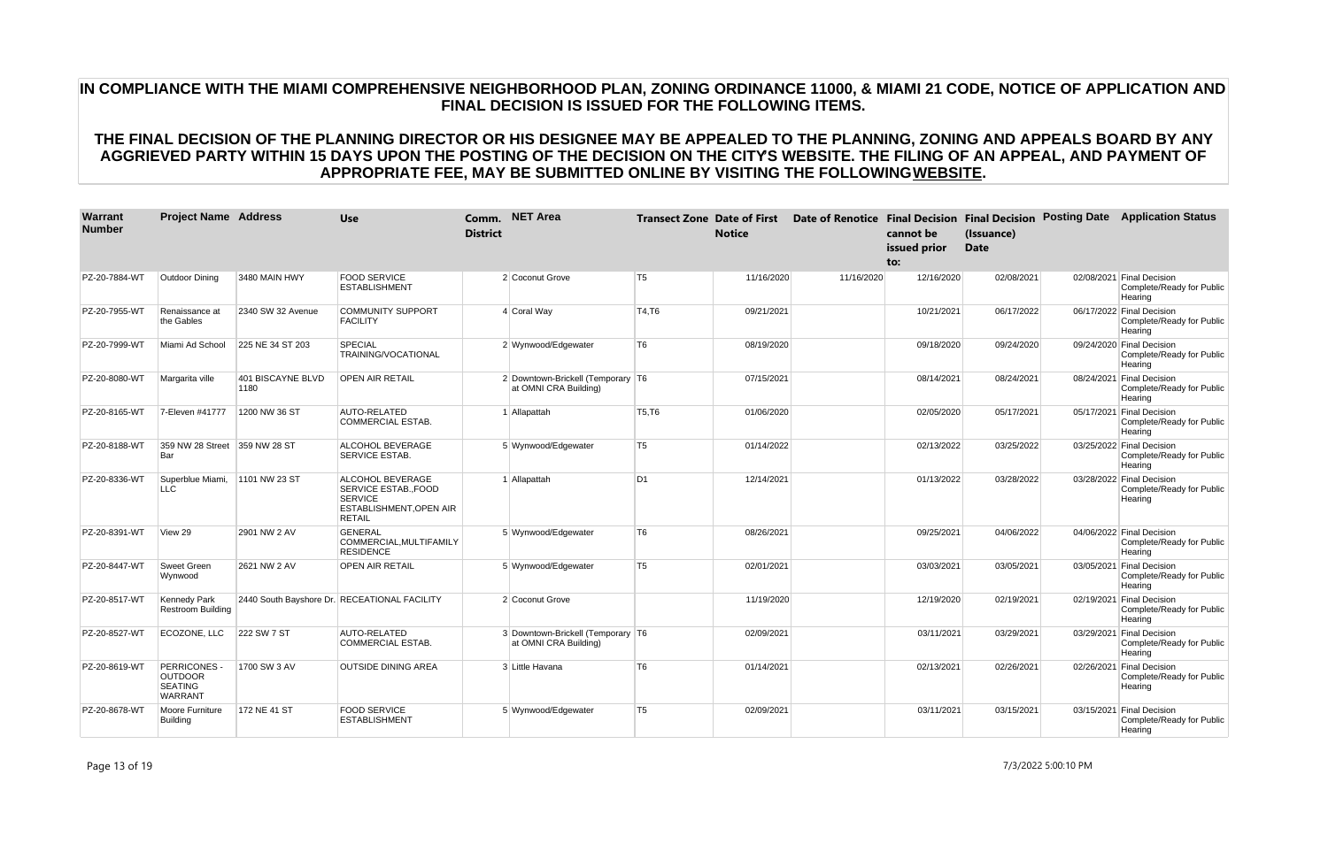## IN COMPLIANCE WITH THE MIAMI COMPREHENSIVE NEIGHBORHOOD PLAN, ZONING ORDINANCE 11000, & MIAMI 21 CODE, NOTICE OF APPLICATION AND FINAL DECISION IS ISSUED FOR THE FOLLOWING ITEMS.

## THE FINAL DECISION OF THE PLANNING DIRECTOR OR HIS DESIGNEE MAY BE APPEALED TO THE PLANNING, ZONING AND APPEALS BOARD BY ANY AGGRIEVED PARTY WITHIN 15 DAYS UPON THE POSTING OF THE DECISION ON THE CITY'S WEBSITE. THE FILING OF AN APPEAL, AND PAYMENT OF APPROPRIATE FEE, MAY BE SUBMITTED ONLINE BY VISITING THE FOLLOWING WEBSITE.

| Warrant Number | Project Name | Address | Use | Comm. District | NET Area | Transect Zone | Date of First Notice | Date of Renotice | Final Decision cannot be issued prior to: | Final Decision (Issuance) Date | Posting Date | Application Status |
|---|---|---|---|---|---|---|---|---|---|---|---|---|
| PZ-20-7884-WT | Outdoor Dining | 3480 MAIN HWY | FOOD SERVICE ESTABLISHMENT | 2 | Coconut Grove | T5 | 11/16/2020 | 11/16/2020 | 12/16/2020 | 02/08/2021 | 02/08/2021 | Final Decision Complete/Ready for Public Hearing |
| PZ-20-7955-WT | Renaissance at the Gables | 2340 SW 32 Avenue | COMMUNITY SUPPORT FACILITY | 4 | Coral Way | T4,T6 | 09/21/2021 | | 10/21/2021 | 06/17/2022 | 06/17/2022 | Final Decision Complete/Ready for Public Hearing |
| PZ-20-7999-WT | Miami Ad School | 225 NE 34 ST 203 | SPECIAL TRAINING/VOCATIONAL | 2 | Wynwood/Edgewater | T6 | 08/19/2020 | | 09/18/2020 | 09/24/2020 | 09/24/2020 | Final Decision Complete/Ready for Public Hearing |
| PZ-20-8080-WT | Margarita ville | 401 BISCAYNE BLVD 1180 | OPEN AIR RETAIL | 2 | Downtown-Brickell (Temporary at OMNI CRA Building) | T6 | 07/15/2021 | | 08/14/2021 | 08/24/2021 | 08/24/2021 | Final Decision Complete/Ready for Public Hearing |
| PZ-20-8165-WT | 7-Eleven #41777 | 1200 NW 36 ST | AUTO-RELATED COMMERCIAL ESTAB. | 1 | Allapattah | T5,T6 | 01/06/2020 | | 02/05/2020 | 05/17/2021 | 05/17/2021 | Final Decision Complete/Ready for Public Hearing |
| PZ-20-8188-WT | 359 NW 28 Street Bar | 359 NW 28 ST | ALCOHOL BEVERAGE SERVICE ESTAB. | 5 | Wynwood/Edgewater | T5 | 01/14/2022 | | 02/13/2022 | 03/25/2022 | 03/25/2022 | Final Decision Complete/Ready for Public Hearing |
| PZ-20-8336-WT | Superblue Miami, LLC | 1101 NW 23 ST | ALCOHOL BEVERAGE SERVICE ESTAB.,FOOD SERVICE ESTABLISHMENT,OPEN AIR RETAIL | 1 | Allapattah | D1 | 12/14/2021 | | 01/13/2022 | 03/28/2022 | 03/28/2022 | Final Decision Complete/Ready for Public Hearing |
| PZ-20-8391-WT | View 29 | 2901 NW 2 AV | GENERAL COMMERCIAL,MULTIFAMILY RESIDENCE | 5 | Wynwood/Edgewater | T6 | 08/26/2021 | | 09/25/2021 | 04/06/2022 | 04/06/2022 | Final Decision Complete/Ready for Public Hearing |
| PZ-20-8447-WT | Sweet Green Wynwood | 2621 NW 2 AV | OPEN AIR RETAIL | 5 | Wynwood/Edgewater | T5 | 02/01/2021 | | 03/03/2021 | 03/05/2021 | 03/05/2021 | Final Decision Complete/Ready for Public Hearing |
| PZ-20-8517-WT | Kennedy Park Restroom Building | 2440 South Bayshore Dr. | RECEATIONAL FACILITY | 2 | Coconut Grove | | 11/19/2020 | | 12/19/2020 | 02/19/2021 | 02/19/2021 | Final Decision Complete/Ready for Public Hearing |
| PZ-20-8527-WT | ECOZONE, LLC | 222 SW 7 ST | AUTO-RELATED COMMERCIAL ESTAB. | 3 | Downtown-Brickell (Temporary at OMNI CRA Building) | T6 | 02/09/2021 | | 03/11/2021 | 03/29/2021 | 03/29/2021 | Final Decision Complete/Ready for Public Hearing |
| PZ-20-8619-WT | PERRICONES - OUTDOOR SEATING WARRANT | 1700 SW 3 AV | OUTSIDE DINING AREA | 3 | Little Havana | T6 | 01/14/2021 | | 02/13/2021 | 02/26/2021 | 02/26/2021 | Final Decision Complete/Ready for Public Hearing |
| PZ-20-8678-WT | Moore Furniture Building | 172 NE 41 ST | FOOD SERVICE ESTABLISHMENT | 5 | Wynwood/Edgewater | T5 | 02/09/2021 | | 03/11/2021 | 03/15/2021 | 03/15/2021 | Final Decision Complete/Ready for Public Hearing |

7/3/2022 5:00:10 PM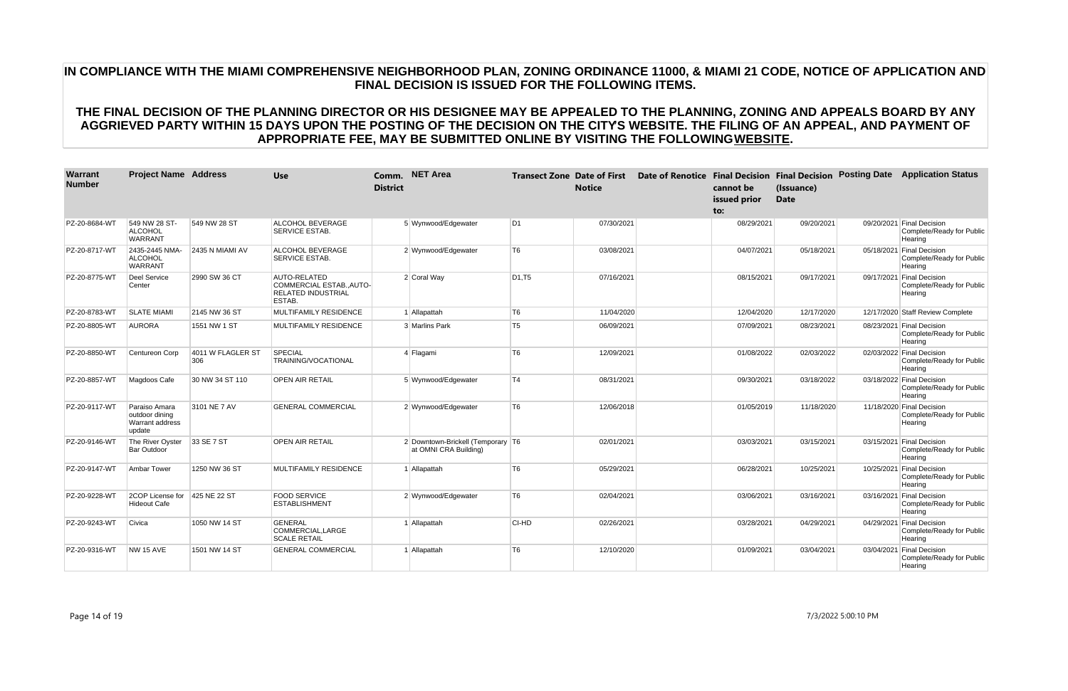## IN COMPLIANCE WITH THE MIAMI COMPREHENSIVE NEIGHBORHOOD PLAN, ZONING ORDINANCE 11000, & MIAMI 21 CODE, NOTICE OF APPLICATION AND FINAL DECISION IS ISSUED FOR THE FOLLOWING ITEMS.

## THE FINAL DECISION OF THE PLANNING DIRECTOR OR HIS DESIGNEE MAY BE APPEALED TO THE PLANNING, ZONING AND APPEALS BOARD BY ANY AGGRIEVED PARTY WITHIN 15 DAYS UPON THE POSTING OF THE DECISION ON THE CITY'S WEBSITE. THE FILING OF AN APPEAL, AND PAYMENT OF APPROPRIATE FEE, MAY BE SUBMITTED ONLINE BY VISITING THE FOLLOWING WEBSITE.

| Warrant Number | Project Name | Address | Use | Comm. District | NET Area | Transect Zone | Date of First Notice | Date of Renotice | Final Decision cannot be issued prior to: | Final Decision (Issuance) Date | Posting Date | Application Status |
|---|---|---|---|---|---|---|---|---|---|---|---|---|
| PZ-20-8684-WT | 549 NW 28 ST-ALCOHOL WARRANT | 549 NW 28 ST | ALCOHOL BEVERAGE SERVICE ESTAB. | 5 | Wynwood/Edgewater | D1 | 07/30/2021 | | 08/29/2021 | 09/20/2021 | 09/20/2021 | Final Decision Complete/Ready for Public Hearing |
| PZ-20-8717-WT | 2435-2445 NMA-ALCOHOL WARRANT | 2435 N MIAMI AV | ALCOHOL BEVERAGE SERVICE ESTAB. | 2 | Wynwood/Edgewater | T6 | 03/08/2021 | | 04/07/2021 | 05/18/2021 | 05/18/2021 | Final Decision Complete/Ready for Public Hearing |
| PZ-20-8775-WT | Deel Service Center | 2990 SW 36 CT | AUTO-RELATED COMMERCIAL ESTAB.,AUTO-RELATED INDUSTRIAL ESTAB. | 2 | Coral Way | D1,T5 | 07/16/2021 | | 08/15/2021 | 09/17/2021 | 09/17/2021 | Final Decision Complete/Ready for Public Hearing |
| PZ-20-8783-WT | SLATE MIAMI | 2145 NW 36 ST | MULTIFAMILY RESIDENCE | 1 | Allapattah | T6 | 11/04/2020 | | 12/04/2020 | 12/17/2020 | 12/17/2020 | Staff Review Complete |
| PZ-20-8805-WT | AURORA | 1551 NW 1 ST | MULTIFAMILY RESIDENCE | 3 | Marlins Park | T5 | 06/09/2021 | | 07/09/2021 | 08/23/2021 | 08/23/2021 | Final Decision Complete/Ready for Public Hearing |
| PZ-20-8850-WT | Centureon Corp | 4011 W FLAGLER ST 306 | SPECIAL TRAINING/VOCATIONAL | 4 | Flagami | T6 | 12/09/2021 | | 01/08/2022 | 02/03/2022 | 02/03/2022 | Final Decision Complete/Ready for Public Hearing |
| PZ-20-8857-WT | Magdoos Cafe | 30 NW 34 ST 110 | OPEN AIR RETAIL | 5 | Wynwood/Edgewater | T4 | 08/31/2021 | | 09/30/2021 | 03/18/2022 | 03/18/2022 | Final Decision Complete/Ready for Public Hearing |
| PZ-20-9117-WT | Paraiso Amara outdoor dining Warrant address update | 3101 NE 7 AV | GENERAL COMMERCIAL | 2 | Wynwood/Edgewater | T6 | 12/06/2018 | | 01/05/2019 | 11/18/2020 | 11/18/2020 | Final Decision Complete/Ready for Public Hearing |
| PZ-20-9146-WT | The River Oyster Bar Outdoor | 33 SE 7 ST | OPEN AIR RETAIL | 2 | Downtown-Brickell (Temporary at OMNI CRA Building) | T6 | 02/01/2021 | | 03/03/2021 | 03/15/2021 | 03/15/2021 | Final Decision Complete/Ready for Public Hearing |
| PZ-20-9147-WT | Ambar Tower | 1250 NW 36 ST | MULTIFAMILY RESIDENCE | 1 | Allapattah | T6 | 05/29/2021 | | 06/28/2021 | 10/25/2021 | 10/25/2021 | Final Decision Complete/Ready for Public Hearing |
| PZ-20-9228-WT | 2COP License for Hideout Cafe | 425 NE 22 ST | FOOD SERVICE ESTABLISHMENT | 2 | Wynwood/Edgewater | T6 | 02/04/2021 | | 03/06/2021 | 03/16/2021 | 03/16/2021 | Final Decision Complete/Ready for Public Hearing |
| PZ-20-9243-WT | Civica | 1050 NW 14 ST | GENERAL COMMERCIAL,LARGE SCALE RETAIL | 1 | Allapattah | CI-HD | 02/26/2021 | | 03/28/2021 | 04/29/2021 | 04/29/2021 | Final Decision Complete/Ready for Public Hearing |
| PZ-20-9316-WT | NW 15 AVE | 1501 NW 14 ST | GENERAL COMMERCIAL | 1 | Allapattah | T6 | 12/10/2020 | | 01/09/2021 | 03/04/2021 | 03/04/2021 | Final Decision Complete/Ready for Public Hearing |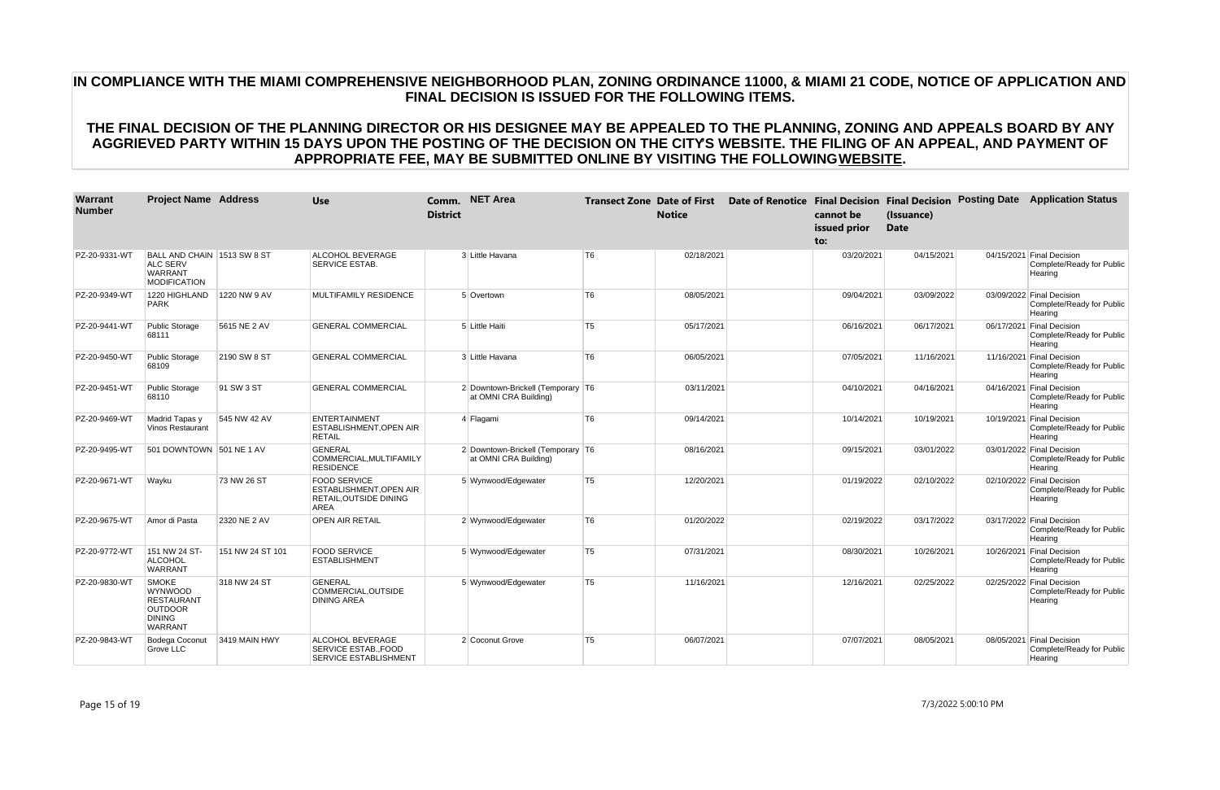# IN COMPLIANCE WITH THE MIAMI COMPREHENSIVE NEIGHBORHOOD PLAN, ZONING ORDINANCE 11000, & MIAMI 21 CODE, NOTICE OF APPLICATION AND FINAL DECISION IS ISSUED FOR THE FOLLOWING ITEMS.

## THE FINAL DECISION OF THE PLANNING DIRECTOR OR HIS DESIGNEE MAY BE APPEALED TO THE PLANNING, ZONING AND APPEALS BOARD BY ANY AGGRIEVED PARTY WITHIN 15 DAYS UPON THE POSTING OF THE DECISION ON THE CITY'S WEBSITE. THE FILING OF AN APPEAL, AND PAYMENT OF APPROPRIATE FEE, MAY BE SUBMITTED ONLINE BY VISITING THE FOLLOWING WEBSITE.

| Warrant Number | Project Name | Address | Use | Comm. District | NET Area | Transect Zone | Date of First Notice | Date of Renotice | Final Decision cannot be issued prior to: | Final Decision (Issuance) Date | Posting Date | Application Status |
|---|---|---|---|---|---|---|---|---|---|---|---|---|
| PZ-20-9331-WT | BALL AND CHAIN ALC SERV WARRANT MODIFICATION | 1513 SW 8 ST | ALCOHOL BEVERAGE SERVICE ESTAB. | 3 | Little Havana | T6 | 02/18/2021 | | 03/20/2021 | 04/15/2021 | 04/15/2021 | Final Decision Complete/Ready for Public Hearing |
| PZ-20-9349-WT | 1220 HIGHLAND PARK | 1220 NW 9 AV | MULTIFAMILY RESIDENCE | 5 | Overtown | T6 | 08/05/2021 | | 09/04/2021 | 03/09/2022 | 03/09/2022 | Final Decision Complete/Ready for Public Hearing |
| PZ-20-9441-WT | Public Storage 68111 | 5615 NE 2 AV | GENERAL COMMERCIAL | 5 | Little Haiti | T5 | 05/17/2021 | | 06/16/2021 | 06/17/2021 | 06/17/2021 | Final Decision Complete/Ready for Public Hearing |
| PZ-20-9450-WT | Public Storage 68109 | 2190 SW 8 ST | GENERAL COMMERCIAL | 3 | Little Havana | T6 | 06/05/2021 | | 07/05/2021 | 11/16/2021 | 11/16/2021 | Final Decision Complete/Ready for Public Hearing |
| PZ-20-9451-WT | Public Storage 68110 | 91 SW 3 ST | GENERAL COMMERCIAL | 2 | Downtown-Brickell (Temporary at OMNI CRA Building) | T6 | 03/11/2021 | | 04/10/2021 | 04/16/2021 | 04/16/2021 | Final Decision Complete/Ready for Public Hearing |
| PZ-20-9469-WT | Madrid Tapas y Vinos Restaurant | 545 NW 42 AV | ENTERTAINMENT ESTABLISHMENT,OPEN AIR RETAIL | 4 | Flagami | T6 | 09/14/2021 | | 10/14/2021 | 10/19/2021 | 10/19/2021 | Final Decision Complete/Ready for Public Hearing |
| PZ-20-9495-WT | 501 DOWNTOWN | 501 NE 1 AV | GENERAL COMMERCIAL,MULTIFAMILY RESIDENCE | 2 | Downtown-Brickell (Temporary at OMNI CRA Building) | T6 | 08/16/2021 | | 09/15/2021 | 03/01/2022 | 03/01/2022 | Final Decision Complete/Ready for Public Hearing |
| PZ-20-9671-WT | Wayku | 73 NW 26 ST | FOOD SERVICE ESTABLISHMENT,OPEN AIR RETAIL,OUTSIDE DINING AREA | 5 | Wynwood/Edgewater | T5 | 12/20/2021 | | 01/19/2022 | 02/10/2022 | 02/10/2022 | Final Decision Complete/Ready for Public Hearing |
| PZ-20-9675-WT | Amor di Pasta | 2320 NE 2 AV | OPEN AIR RETAIL | 2 | Wynwood/Edgewater | T6 | 01/20/2022 | | 02/19/2022 | 03/17/2022 | 03/17/2022 | Final Decision Complete/Ready for Public Hearing |
| PZ-20-9772-WT | 151 NW 24 ST- ALCOHOL WARRANT | 151 NW 24 ST 101 | FOOD SERVICE ESTABLISHMENT | 5 | Wynwood/Edgewater | T5 | 07/31/2021 | | 08/30/2021 | 10/26/2021 | 10/26/2021 | Final Decision Complete/Ready for Public Hearing |
| PZ-20-9830-WT | SMOKE WYNWOOD RESTAURANT OUTDOOR DINING WARRANT | 318 NW 24 ST | GENERAL COMMERCIAL,OUTSIDE DINING AREA | 5 | Wynwood/Edgewater | T5 | 11/16/2021 | | 12/16/2021 | 02/25/2022 | 02/25/2022 | Final Decision Complete/Ready for Public Hearing |
| PZ-20-9843-WT | Bodega Coconut Grove LLC | 3419 MAIN HWY | ALCOHOL BEVERAGE SERVICE ESTAB.,FOOD SERVICE ESTABLISHMENT | 2 | Coconut Grove | T5 | 06/07/2021 | | 07/07/2021 | 08/05/2021 | 08/05/2021 | Final Decision Complete/Ready for Public Hearing |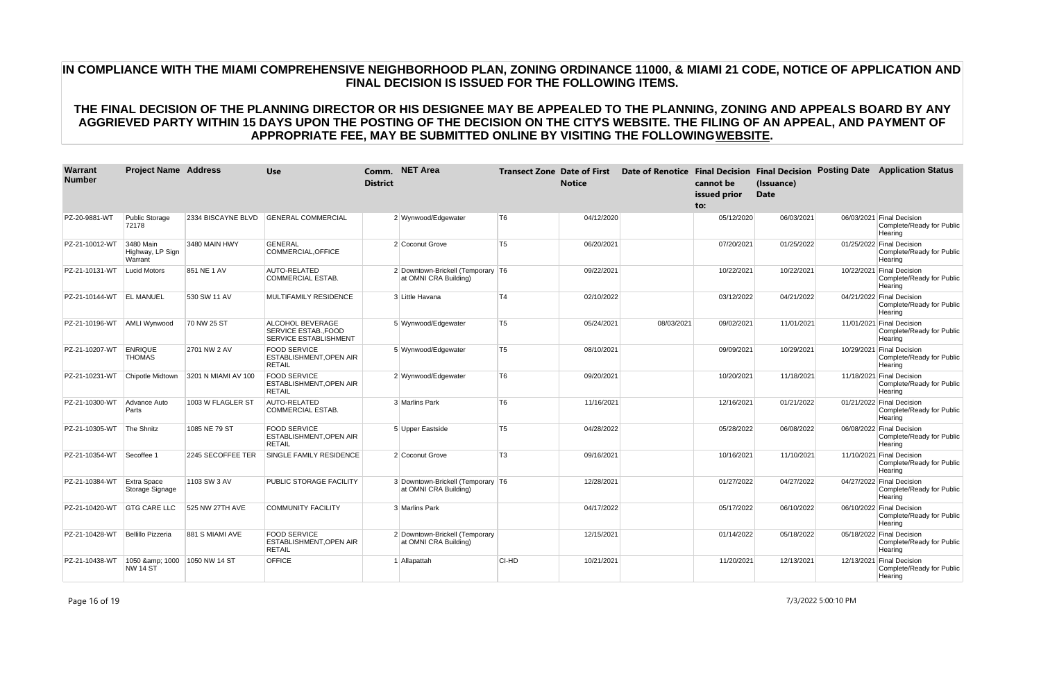## IN COMPLIANCE WITH THE MIAMI COMPREHENSIVE NEIGHBORHOOD PLAN, ZONING ORDINANCE 11000, & MIAMI 21 CODE, NOTICE OF APPLICATION AND FINAL DECISION IS ISSUED FOR THE FOLLOWING ITEMS.

## THE FINAL DECISION OF THE PLANNING DIRECTOR OR HIS DESIGNEE MAY BE APPEALED TO THE PLANNING, ZONING AND APPEALS BOARD BY ANY AGGRIEVED PARTY WITHIN 15 DAYS UPON THE POSTING OF THE DECISION ON THE CITY'S WEBSITE. THE FILING OF AN APPEAL, AND PAYMENT OF APPROPRIATE FEE, MAY BE SUBMITTED ONLINE BY VISITING THE FOLLOWING WEBSITE.

| Warrant Number | Project Name | Address | Use | Comm. District | NET Area | Transect Zone | Date of First Notice | Date of Renotice | Final Decision cannot be issued prior to: | Final Decision (Issuance) Date | Posting Date | Application Status |
|---|---|---|---|---|---|---|---|---|---|---|---|---|
| PZ-20-9881-WT | Public Storage 72178 | 2334 BISCAYNE BLVD | GENERAL COMMERCIAL | 2 | Wynwood/Edgewater | T6 | 04/12/2020 | | 05/12/2020 | 06/03/2021 | 06/03/2021 | Final Decision Complete/Ready for Public Hearing |
| PZ-21-10012-WT | 3480 Main Highway, LP Sign Warrant | 3480 MAIN HWY | GENERAL COMMERCIAL,OFFICE | 2 | Coconut Grove | T5 | 06/20/2021 | | 07/20/2021 | 01/25/2022 | 01/25/2022 | Final Decision Complete/Ready for Public Hearing |
| PZ-21-10131-WT | Lucid Motors | 851 NE 1 AV | AUTO-RELATED COMMERCIAL ESTAB. | 2 | Downtown-Brickell (Temporary at OMNI CRA Building) | T6 | 09/22/2021 | | 10/22/2021 | 10/22/2021 | 10/22/2021 | Final Decision Complete/Ready for Public Hearing |
| PZ-21-10144-WT | EL MANUEL | 530 SW 11 AV | MULTIFAMILY RESIDENCE | 3 | Little Havana | T4 | 02/10/2022 | | 03/12/2022 | 04/21/2022 | 04/21/2022 | Final Decision Complete/Ready for Public Hearing |
| PZ-21-10196-WT | AMLI Wynwood | 70 NW 25 ST | ALCOHOL BEVERAGE SERVICE ESTAB.,FOOD SERVICE ESTABLISHMENT | 5 | Wynwood/Edgewater | T5 | 05/24/2021 | 08/03/2021 | 09/02/2021 | 11/01/2021 | 11/01/2021 | Final Decision Complete/Ready for Public Hearing |
| PZ-21-10207-WT | ENRIQUE THOMAS | 2701 NW 2 AV | FOOD SERVICE ESTABLISHMENT,OPEN AIR RETAIL | 5 | Wynwood/Edgewater | T5 | 08/10/2021 | | 09/09/2021 | 10/29/2021 | 10/29/2021 | Final Decision Complete/Ready for Public Hearing |
| PZ-21-10231-WT | Chipotle Midtown | 3201 N MIAMI AV 100 | FOOD SERVICE ESTABLISHMENT,OPEN AIR RETAIL | 2 | Wynwood/Edgewater | T6 | 09/20/2021 | | 10/20/2021 | 11/18/2021 | 11/18/2021 | Final Decision Complete/Ready for Public Hearing |
| PZ-21-10300-WT | Advance Auto Parts | 1003 W FLAGLER ST | AUTO-RELATED COMMERCIAL ESTAB. | 3 | Marlins Park | T6 | 11/16/2021 | | 12/16/2021 | 01/21/2022 | 01/21/2022 | Final Decision Complete/Ready for Public Hearing |
| PZ-21-10305-WT | The Shnitz | 1085 NE 79 ST | FOOD SERVICE ESTABLISHMENT,OPEN AIR RETAIL | 5 | Upper Eastside | T5 | 04/28/2022 | | 05/28/2022 | 06/08/2022 | 06/08/2022 | Final Decision Complete/Ready for Public Hearing |
| PZ-21-10354-WT | Secoffee 1 | 2245 SECOFFEE TER | SINGLE FAMILY RESIDENCE | 2 | Coconut Grove | T3 | 09/16/2021 | | 10/16/2021 | 11/10/2021 | 11/10/2021 | Final Decision Complete/Ready for Public Hearing |
| PZ-21-10384-WT | Extra Space Storage Signage | 1103 SW 3 AV | PUBLIC STORAGE FACILITY | 3 | Downtown-Brickell (Temporary at OMNI CRA Building) | T6 | 12/28/2021 | | 01/27/2022 | 04/27/2022 | 04/27/2022 | Final Decision Complete/Ready for Public Hearing |
| PZ-21-10420-WT | GTG CARE LLC | 525 NW 27TH AVE | COMMUNITY FACILITY | 3 | Marlins Park | | 04/17/2022 | | 05/17/2022 | 06/10/2022 | 06/10/2022 | Final Decision Complete/Ready for Public Hearing |
| PZ-21-10428-WT | Bellillo Pizzeria | 881 S MIAMI AVE | FOOD SERVICE ESTABLISHMENT,OPEN AIR RETAIL | 2 | Downtown-Brickell (Temporary at OMNI CRA Building) | | 12/15/2021 | | 01/14/2022 | 05/18/2022 | 05/18/2022 | Final Decision Complete/Ready for Public Hearing |
| PZ-21-10438-WT | 1050 &amp; 1000 NW 14 ST | 1050 NW 14 ST | OFFICE | 1 | Allapattah | CI-HD | 10/21/2021 | | 11/20/2021 | 12/13/2021 | 12/13/2021 | Final Decision Complete/Ready for Public Hearing |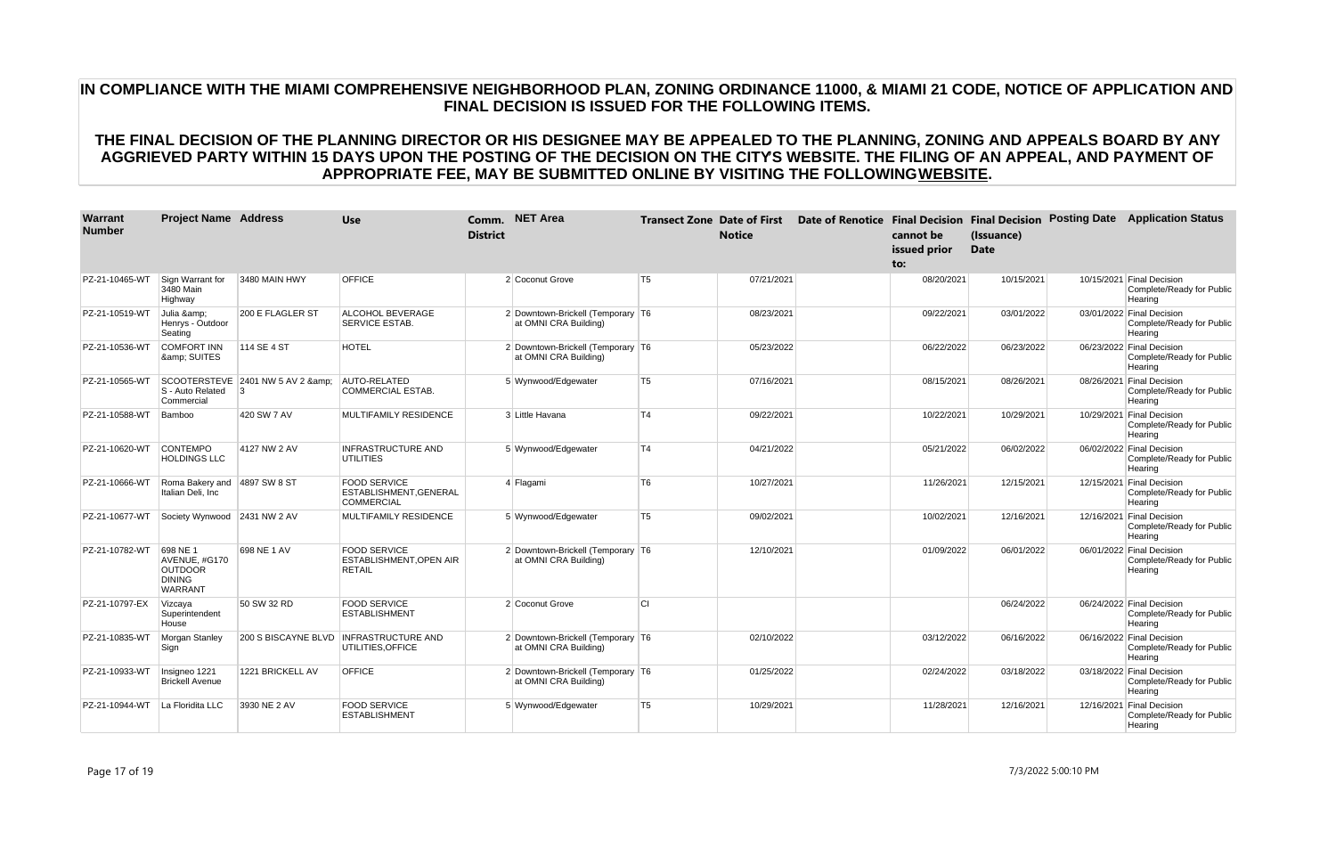# IN COMPLIANCE WITH THE MIAMI COMPREHENSIVE NEIGHBORHOOD PLAN, ZONING ORDINANCE 11000, & MIAMI 21 CODE, NOTICE OF APPLICATION AND FINAL DECISION IS ISSUED FOR THE FOLLOWING ITEMS.

## THE FINAL DECISION OF THE PLANNING DIRECTOR OR HIS DESIGNEE MAY BE APPEALED TO THE PLANNING, ZONING AND APPEALS BOARD BY ANY AGGRIEVED PARTY WITHIN 15 DAYS UPON THE POSTING OF THE DECISION ON THE CITY'S WEBSITE. THE FILING OF AN APPEAL, AND PAYMENT OF APPROPRIATE FEE, MAY BE SUBMITTED ONLINE BY VISITING THE FOLLOWING WEBSITE.

| Warrant Number | Project Name | Address | Use | Comm. District | NET Area | Transect Zone | Date of First Notice | Date of Renotice | Final Decision cannot be issued prior to: | Final Decision (Issuance) Date | Posting Date | Application Status |
|---|---|---|---|---|---|---|---|---|---|---|---|---|
| PZ-21-10465-WT | Sign Warrant for 3480 Main Highway | 3480 MAIN HWY | OFFICE | 2 | Coconut Grove | T5 | 07/21/2021 | | 08/20/2021 | 10/15/2021 | 10/15/2021 | Final Decision Complete/Ready for Public Hearing |
| PZ-21-10519-WT | Julia &amp; Henrys - Outdoor Seating | 200 E FLAGLER ST | ALCOHOL BEVERAGE SERVICE ESTAB. | 2 | Downtown-Brickell (Temporary at OMNI CRA Building) | T6 | 08/23/2021 | | 09/22/2021 | 03/01/2022 | 03/01/2022 | Final Decision Complete/Ready for Public Hearing |
| PZ-21-10536-WT | COMFORT INN &amp; SUITES | 114 SE 4 ST | HOTEL | 2 | Downtown-Brickell (Temporary at OMNI CRA Building) | T6 | 05/23/2022 | | 06/22/2022 | 06/23/2022 | 06/23/2022 | Final Decision Complete/Ready for Public Hearing |
| PZ-21-10565-WT | SCOOTERSTEVE S - Auto Related Commercial | 2401 NW 5 AV 2 &amp; 3 | AUTO-RELATED COMMERCIAL ESTAB. | 5 | Wynwood/Edgewater | T5 | 07/16/2021 | | 08/15/2021 | 08/26/2021 | 08/26/2021 | Final Decision Complete/Ready for Public Hearing |
| PZ-21-10588-WT | Bamboo | 420 SW 7 AV | MULTIFAMILY RESIDENCE | 3 | Little Havana | T4 | 09/22/2021 | | 10/22/2021 | 10/29/2021 | 10/29/2021 | Final Decision Complete/Ready for Public Hearing |
| PZ-21-10620-WT | CONTEMPO HOLDINGS LLC | 4127 NW 2 AV | INFRASTRUCTURE AND UTILITIES | 5 | Wynwood/Edgewater | T4 | 04/21/2022 | | 05/21/2022 | 06/02/2022 | 06/02/2022 | Final Decision Complete/Ready for Public Hearing |
| PZ-21-10666-WT | Roma Bakery and Italian Deli, Inc | 4897 SW 8 ST | FOOD SERVICE ESTABLISHMENT,GENERAL COMMERCIAL | 4 | Flagami | T6 | 10/27/2021 | | 11/26/2021 | 12/15/2021 | 12/15/2021 | Final Decision Complete/Ready for Public Hearing |
| PZ-21-10677-WT | Society Wynwood | 2431 NW 2 AV | MULTIFAMILY RESIDENCE | 5 | Wynwood/Edgewater | T5 | 09/02/2021 | | 10/02/2021 | 12/16/2021 | 12/16/2021 | Final Decision Complete/Ready for Public Hearing |
| PZ-21-10782-WT | 698 NE 1 AVENUE, #G170 OUTDOOR DINING WARRANT | 698 NE 1 AV | FOOD SERVICE ESTABLISHMENT,OPEN AIR RETAIL | 2 | Downtown-Brickell (Temporary at OMNI CRA Building) | T6 | 12/10/2021 | | 01/09/2022 | 06/01/2022 | 06/01/2022 | Final Decision Complete/Ready for Public Hearing |
| PZ-21-10797-EX | Vizcaya Superintendent House | 50 SW 32 RD | FOOD SERVICE ESTABLISHMENT | 2 | Coconut Grove | CI | | | | 06/24/2022 | 06/24/2022 | Final Decision Complete/Ready for Public Hearing |
| PZ-21-10835-WT | Morgan Stanley Sign | 200 S BISCAYNE BLVD | INFRASTRUCTURE AND UTILITIES,OFFICE | 2 | Downtown-Brickell (Temporary at OMNI CRA Building) | T6 | 02/10/2022 | | 03/12/2022 | 06/16/2022 | 06/16/2022 | Final Decision Complete/Ready for Public Hearing |
| PZ-21-10933-WT | Insigneo 1221 Brickell Avenue | 1221 BRICKELL AV | OFFICE | 2 | Downtown-Brickell (Temporary at OMNI CRA Building) | T6 | 01/25/2022 | | 02/24/2022 | 03/18/2022 | 03/18/2022 | Final Decision Complete/Ready for Public Hearing |
| PZ-21-10944-WT | La Floridita LLC | 3930 NE 2 AV | FOOD SERVICE ESTABLISHMENT | 5 | Wynwood/Edgewater | T5 | 10/29/2021 | | 11/28/2021 | 12/16/2021 | 12/16/2021 | Final Decision Complete/Ready for Public Hearing |

7/3/2022 5:00:10 PM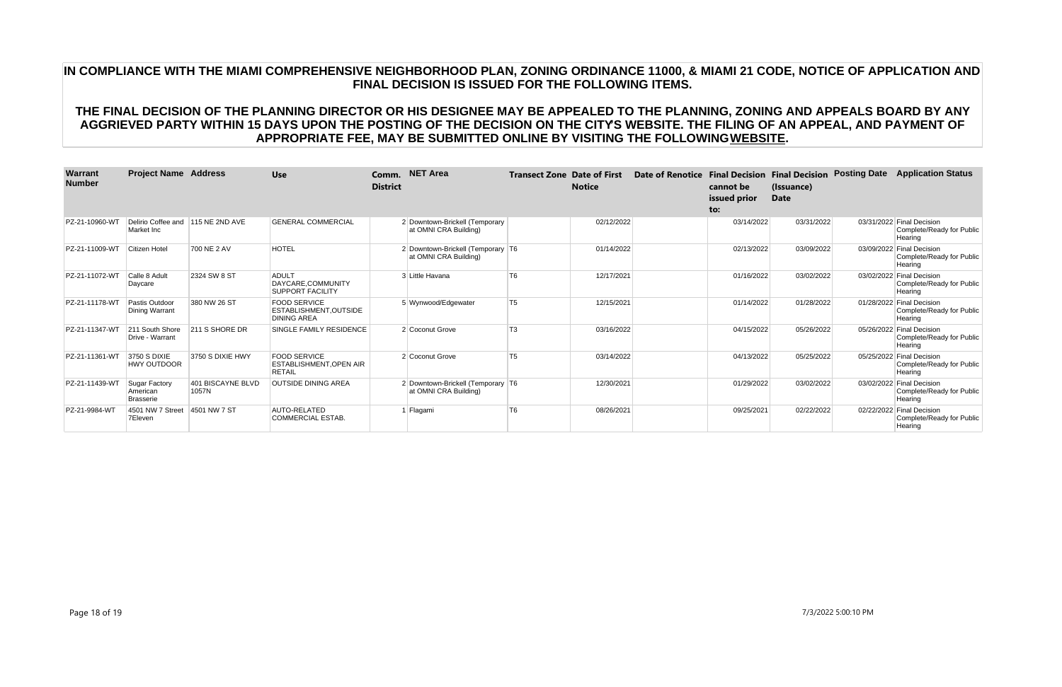## IN COMPLIANCE WITH THE MIAMI COMPREHENSIVE NEIGHBORHOOD PLAN, ZONING ORDINANCE 11000, & MIAMI 21 CODE, NOTICE OF APPLICATION AND FINAL DECISION IS ISSUED FOR THE FOLLOWING ITEMS.

## THE FINAL DECISION OF THE PLANNING DIRECTOR OR HIS DESIGNEE MAY BE APPEALED TO THE PLANNING, ZONING AND APPEALS BOARD BY ANY AGGRIEVED PARTY WITHIN 15 DAYS UPON THE POSTING OF THE DECISION ON THE CITY'S WEBSITE. THE FILING OF AN APPEAL, AND PAYMENT OF APPROPRIATE FEE, MAY BE SUBMITTED ONLINE BY VISITING THE FOLLOWING WEBSITE.

| Warrant Number | Project Name | Address | Use | Comm. District | NET Area | Transect Zone | Date of First Notice | Date of Renotice | Final Decision cannot be issued prior to: | Final Decision (Issuance) Date | Posting Date | Application Status |
|---|---|---|---|---|---|---|---|---|---|---|---|---|
| PZ-21-10960-WT | Delirio Coffee and Market Inc | 115 NE 2ND AVE | GENERAL COMMERCIAL | 2 | Downtown-Brickell (Temporary at OMNI CRA Building) | | 02/12/2022 | | 03/14/2022 | 03/31/2022 | 03/31/2022 | Final Decision Complete/Ready for Public Hearing |
| PZ-21-11009-WT | Citizen Hotel | 700 NE 2 AV | HOTEL | 2 | Downtown-Brickell (Temporary at OMNI CRA Building) | T6 | 01/14/2022 | | 02/13/2022 | 03/09/2022 | 03/09/2022 | Final Decision Complete/Ready for Public Hearing |
| PZ-21-11072-WT | Calle 8 Adult Daycare | 2324 SW 8 ST | ADULT DAYCARE,COMMUNITY SUPPORT FACILITY | 3 | Little Havana | T6 | 12/17/2021 | | 01/16/2022 | 03/02/2022 | 03/02/2022 | Final Decision Complete/Ready for Public Hearing |
| PZ-21-11178-WT | Pastis Outdoor Dining Warrant | 380 NW 26 ST | FOOD SERVICE ESTABLISHMENT,OUTSIDE DINING AREA | 5 | Wynwood/Edgewater | T5 | 12/15/2021 | | 01/14/2022 | 01/28/2022 | 01/28/2022 | Final Decision Complete/Ready for Public Hearing |
| PZ-21-11347-WT | 211 South Shore Drive - Warrant | 211 S SHORE DR | SINGLE FAMILY RESIDENCE | 2 | Coconut Grove | T3 | 03/16/2022 | | 04/15/2022 | 05/26/2022 | 05/26/2022 | Final Decision Complete/Ready for Public Hearing |
| PZ-21-11361-WT | 3750 S DIXIE HWY OUTDOOR | 3750 S DIXIE HWY | FOOD SERVICE ESTABLISHMENT,OPEN AIR RETAIL | 2 | Coconut Grove | T5 | 03/14/2022 | | 04/13/2022 | 05/25/2022 | 05/25/2022 | Final Decision Complete/Ready for Public Hearing |
| PZ-21-11439-WT | Sugar Factory American Brasserie | 401 BISCAYNE BLVD 1057N | OUTSIDE DINING AREA | 2 | Downtown-Brickell (Temporary at OMNI CRA Building) | T6 | 12/30/2021 | | 01/29/2022 | 03/02/2022 | 03/02/2022 | Final Decision Complete/Ready for Public Hearing |
| PZ-21-9984-WT | 4501 NW 7 Street 7Eleven | 4501 NW 7 ST | AUTO-RELATED COMMERCIAL ESTAB. | 1 | Flagami | T6 | 08/26/2021 | | 09/25/2021 | 02/22/2022 | 02/22/2022 | Final Decision Complete/Ready for Public Hearing |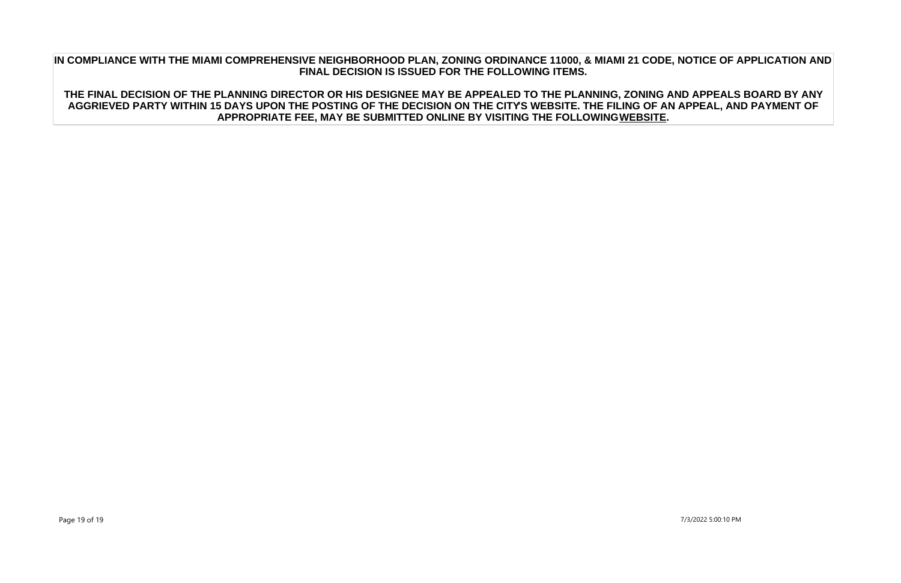**IN COMPLIANCE WITH THE MIAMI COMPREHENSIVE NEIGHBORHOOD PLAN, ZONING ORDINANCE 11000, & MIAMI 21 CODE, NOTICE OF APPLICATION AND FINAL DECISION IS ISSUED FOR THE FOLLOWING ITEMS.**

**THE FINAL DECISION OF THE PLANNING DIRECTOR OR HIS DESIGNEE MAY BE APPEALED TO THE PLANNING, ZONING AND APPEALS BOARD BY ANY AGGRIEVED PARTY WITHIN 15 DAYS UPON THE POSTING OF THE DECISION ON THE CITY'S WEBSITE. THE FILING OF AN APPEAL, AND PAYMENT OF APPROPRIATE FEE, MAY BE SUBMITTED ONLINE BY VISITING THE FOLLOWING WEBSITE.**